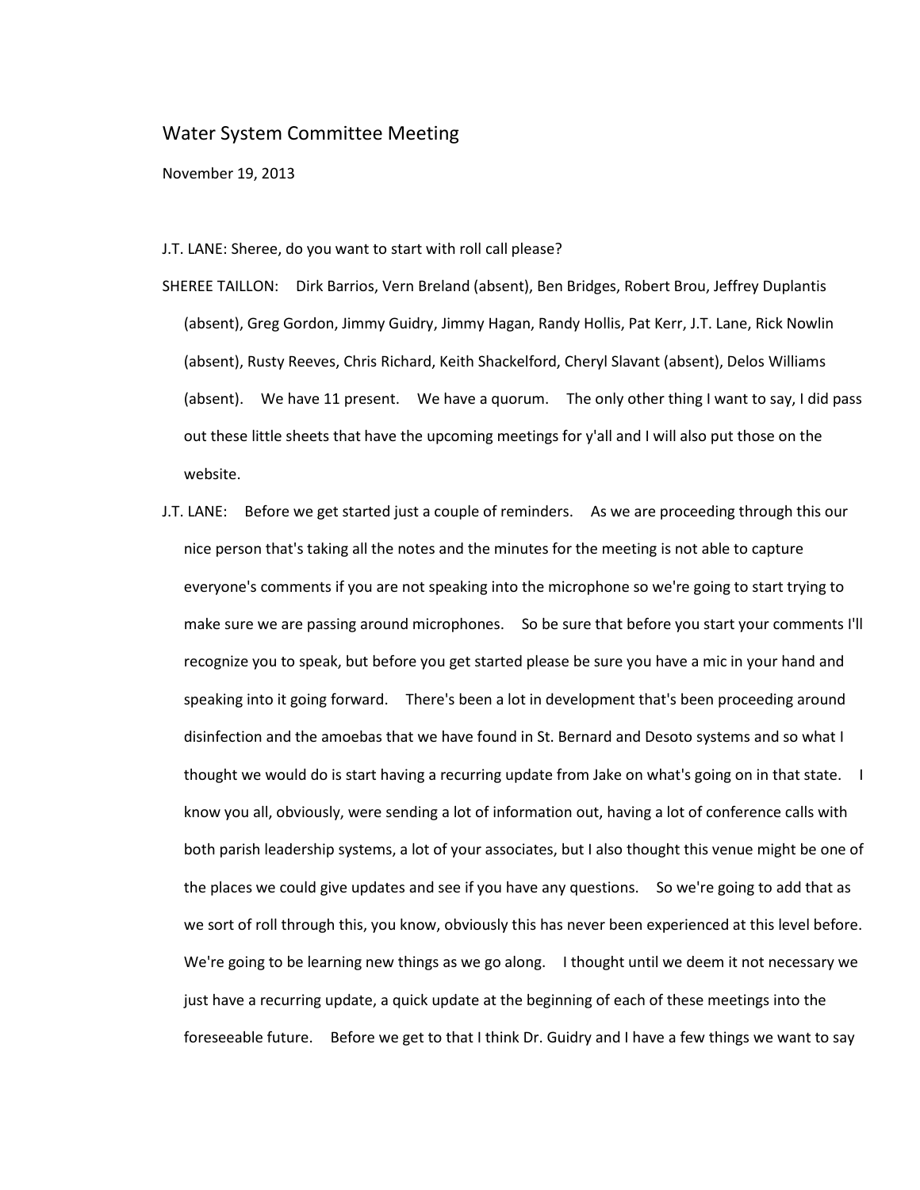# Water System Committee Meeting

November 19, 2013

J.T. LANE: Sheree, do you want to start with roll call please?

SHEREE TAILLON: Dirk Barrios, Vern Breland (absent), Ben Bridges, Robert Brou, Jeffrey Duplantis (absent), Greg Gordon, Jimmy Guidry, Jimmy Hagan, Randy Hollis, Pat Kerr, J.T. Lane, Rick Nowlin (absent), Rusty Reeves, Chris Richard, Keith Shackelford, Cheryl Slavant (absent), Delos Williams (absent). We have 11 present. We have a quorum. The only other thing I want to say, I did pass out these little sheets that have the upcoming meetings for y'all and I will also put those on the website.

J.T. LANE: Before we get started just a couple of reminders. As we are proceeding through this our nice person that's taking all the notes and the minutes for the meeting is not able to capture everyone's comments if you are not speaking into the microphone so we're going to start trying to make sure we are passing around microphones. So be sure that before you start your comments I'll recognize you to speak, but before you get started please be sure you have a mic in your hand and speaking into it going forward. There's been a lot in development that's been proceeding around disinfection and the amoebas that we have found in St. Bernard and Desoto systems and so what I thought we would do is start having a recurring update from Jake on what's going on in that state. I know you all, obviously, were sending a lot of information out, having a lot of conference calls with both parish leadership systems, a lot of your associates, but I also thought this venue might be one of the places we could give updates and see if you have any questions. So we're going to add that as we sort of roll through this, you know, obviously this has never been experienced at this level before. We're going to be learning new things as we go along. I thought until we deem it not necessary we just have a recurring update, a quick update at the beginning of each of these meetings into the foreseeable future. Before we get to that I think Dr. Guidry and I have a few things we want to say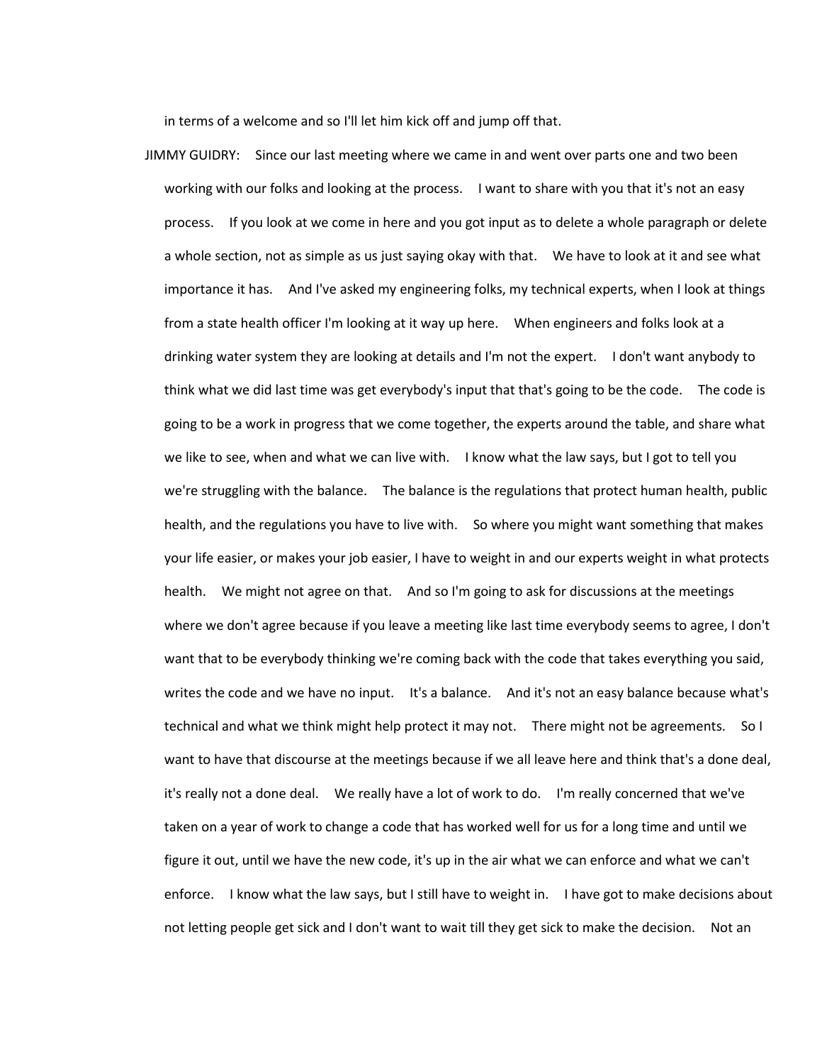in terms of a welcome and so I'll let him kick off and jump off that.

JIMMY GUIDRY: Since our last meeting where we came in and went over parts one and two been working with our folks and looking at the process. I want to share with you that it's not an easy process. If you look at we come in here and you got input as to delete a whole paragraph or delete a whole section, not as simple as us just saying okay with that. We have to look at it and see what importance it has. And I've asked my engineering folks, my technical experts, when I look at things from a state health officer I'm looking at it way up here. When engineers and folks look at a drinking water system they are looking at details and I'm not the expert. I don't want anybody to think what we did last time was get everybody's input that that's going to be the code. The code is going to be a work in progress that we come together, the experts around the table, and share what we like to see, when and what we can live with. I know what the law says, but I got to tell you we're struggling with the balance. The balance is the regulations that protect human health, public health, and the regulations you have to live with. So where you might want something that makes your life easier, or makes your job easier, I have to weight in and our experts weight in what protects health. We might not agree on that. And so I'm going to ask for discussions at the meetings where we don't agree because if you leave a meeting like last time everybody seems to agree, I don't want that to be everybody thinking we're coming back with the code that takes everything you said, writes the code and we have no input. It's a balance. And it's not an easy balance because what's technical and what we think might help protect it may not. There might not be agreements. So I want to have that discourse at the meetings because if we all leave here and think that's a done deal, it's really not a done deal. We really have a lot of work to do. I'm really concerned that we've taken on a year of work to change a code that has worked well for us for a long time and until we figure it out, until we have the new code, it's up in the air what we can enforce and what we can't enforce. I know what the law says, but I still have to weight in. I have got to make decisions about not letting people get sick and I don't want to wait till they get sick to make the decision. Not an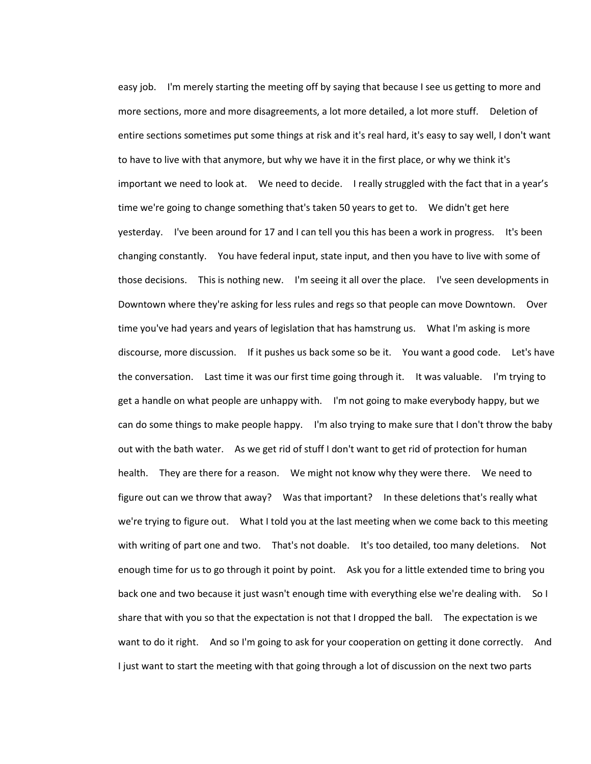easy job. I'm merely starting the meeting off by saying that because I see us getting to more and more sections, more and more disagreements, a lot more detailed, a lot more stuff. Deletion of entire sections sometimes put some things at risk and it's real hard, it's easy to say well, I don't want to have to live with that anymore, but why we have it in the first place, or why we think it's important we need to look at. We need to decide. I really struggled with the fact that in a year's time we're going to change something that's taken 50 years to get to. We didn't get here yesterday. I've been around for 17 and I can tell you this has been a work in progress. It's been changing constantly. You have federal input, state input, and then you have to live with some of those decisions. This is nothing new. I'm seeing it all over the place. I've seen developments in Downtown where they're asking for less rules and regs so that people can move Downtown. Over time you've had years and years of legislation that has hamstrung us. What I'm asking is more discourse, more discussion. If it pushes us back some so be it. You want a good code. Let's have the conversation. Last time it was our first time going through it. It was valuable. I'm trying to get a handle on what people are unhappy with. I'm not going to make everybody happy, but we can do some things to make people happy. I'm also trying to make sure that I don't throw the baby out with the bath water. As we get rid of stuff I don't want to get rid of protection for human health. They are there for a reason. We might not know why they were there. We need to figure out can we throw that away? Was that important? In these deletions that's really what we're trying to figure out. What I told you at the last meeting when we come back to this meeting with writing of part one and two. That's not doable. It's too detailed, too many deletions. Not enough time for us to go through it point by point. Ask you for a little extended time to bring you back one and two because it just wasn't enough time with everything else we're dealing with. So I share that with you so that the expectation is not that I dropped the ball. The expectation is we want to do it right. And so I'm going to ask for your cooperation on getting it done correctly. And I just want to start the meeting with that going through a lot of discussion on the next two parts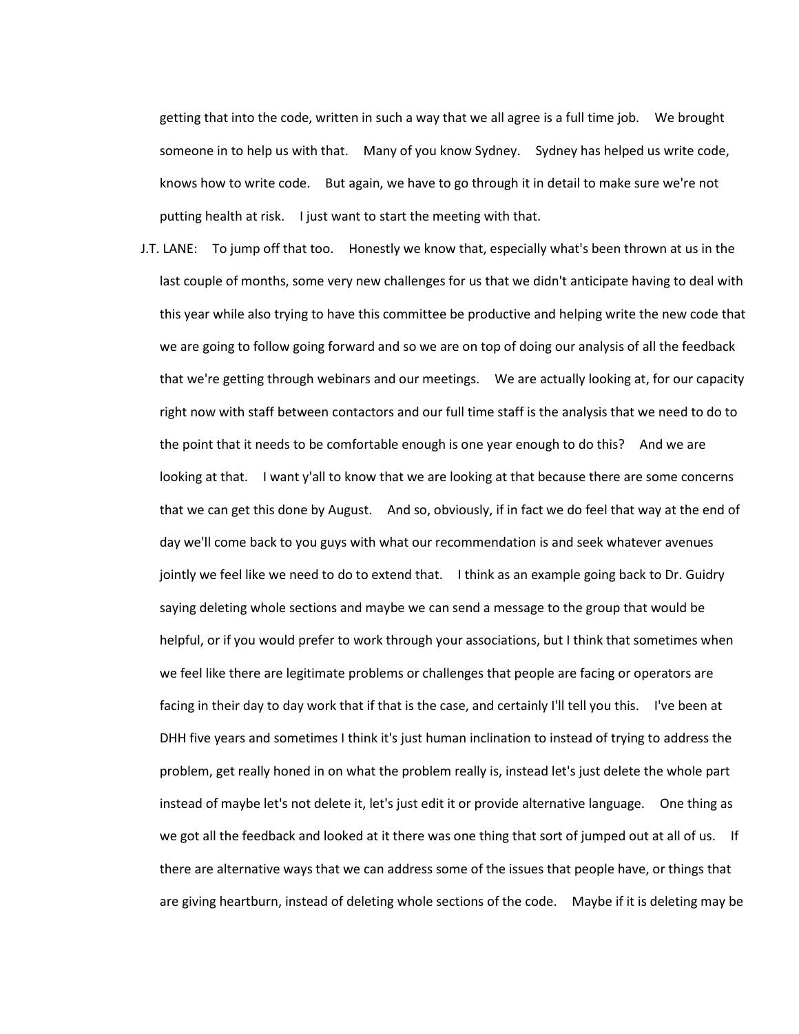getting that into the code, written in such a way that we all agree is a full time job. We brought someone in to help us with that. Many of you know Sydney. Sydney has helped us write code, knows how to write code. But again, we have to go through it in detail to make sure we're not putting health at risk. I just want to start the meeting with that.

J.T. LANE: To jump off that too. Honestly we know that, especially what's been thrown at us in the last couple of months, some very new challenges for us that we didn't anticipate having to deal with this year while also trying to have this committee be productive and helping write the new code that we are going to follow going forward and so we are on top of doing our analysis of all the feedback that we're getting through webinars and our meetings. We are actually looking at, for our capacity right now with staff between contactors and our full time staff is the analysis that we need to do to the point that it needs to be comfortable enough is one year enough to do this? And we are looking at that. I want y'all to know that we are looking at that because there are some concerns that we can get this done by August. And so, obviously, if in fact we do feel that way at the end of day we'll come back to you guys with what our recommendation is and seek whatever avenues jointly we feel like we need to do to extend that. I think as an example going back to Dr. Guidry saying deleting whole sections and maybe we can send a message to the group that would be helpful, or if you would prefer to work through your associations, but I think that sometimes when we feel like there are legitimate problems or challenges that people are facing or operators are facing in their day to day work that if that is the case, and certainly I'll tell you this. I've been at DHH five years and sometimes I think it's just human inclination to instead of trying to address the problem, get really honed in on what the problem really is, instead let's just delete the whole part instead of maybe let's not delete it, let's just edit it or provide alternative language. One thing as we got all the feedback and looked at it there was one thing that sort of jumped out at all of us. If there are alternative ways that we can address some of the issues that people have, or things that are giving heartburn, instead of deleting whole sections of the code. Maybe if it is deleting may be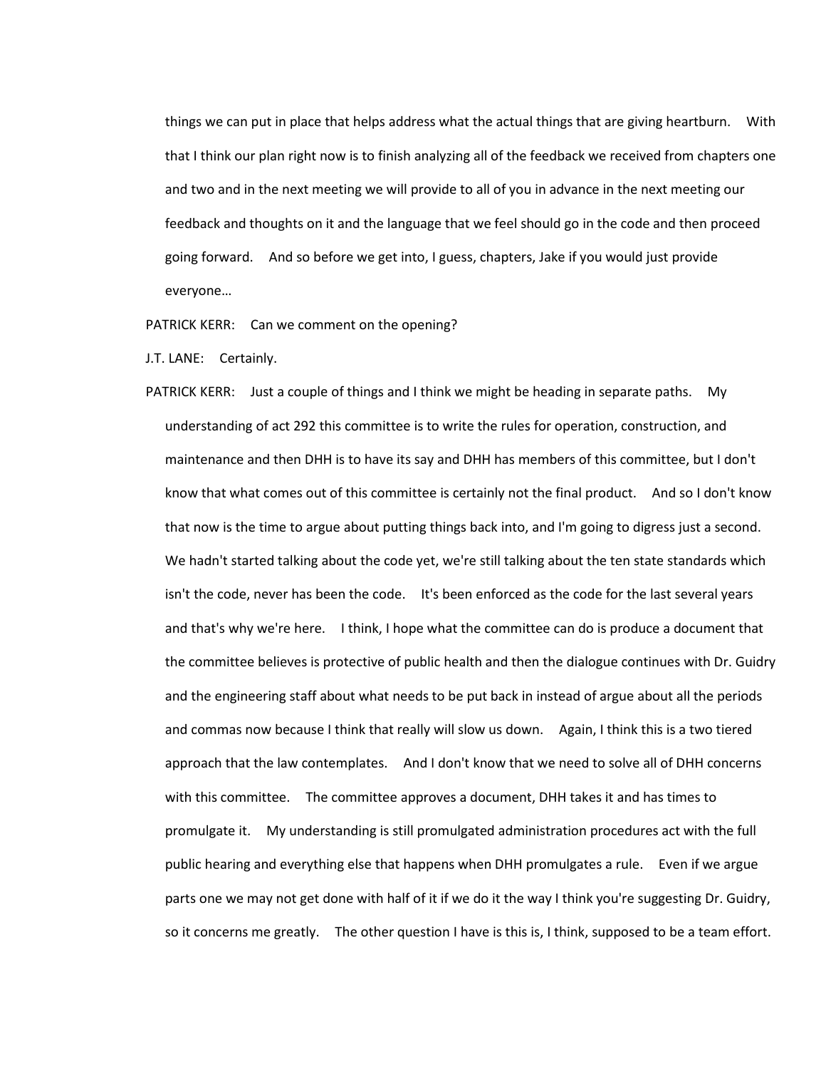things we can put in place that helps address what the actual things that are giving heartburn. With that I think our plan right now is to finish analyzing all of the feedback we received from chapters one and two and in the next meeting we will provide to all of you in advance in the next meeting our feedback and thoughts on it and the language that we feel should go in the code and then proceed going forward. And so before we get into, I guess, chapters, Jake if you would just provide everyone…

PATRICK KERR: Can we comment on the opening?

J.T. LANE: Certainly.

PATRICK KERR: Just a couple of things and I think we might be heading in separate paths. My understanding of act 292 this committee is to write the rules for operation, construction, and maintenance and then DHH is to have its say and DHH has members of this committee, but I don't know that what comes out of this committee is certainly not the final product. And so I don't know that now is the time to argue about putting things back into, and I'm going to digress just a second. We hadn't started talking about the code yet, we're still talking about the ten state standards which isn't the code, never has been the code. It's been enforced as the code for the last several years and that's why we're here. I think, I hope what the committee can do is produce a document that the committee believes is protective of public health and then the dialogue continues with Dr. Guidry and the engineering staff about what needs to be put back in instead of argue about all the periods and commas now because I think that really will slow us down. Again, I think this is a two tiered approach that the law contemplates. And I don't know that we need to solve all of DHH concerns with this committee. The committee approves a document, DHH takes it and has times to promulgate it. My understanding is still promulgated administration procedures act with the full public hearing and everything else that happens when DHH promulgates a rule. Even if we argue parts one we may not get done with half of it if we do it the way I think you're suggesting Dr. Guidry, so it concerns me greatly. The other question I have is this is, I think, supposed to be a team effort.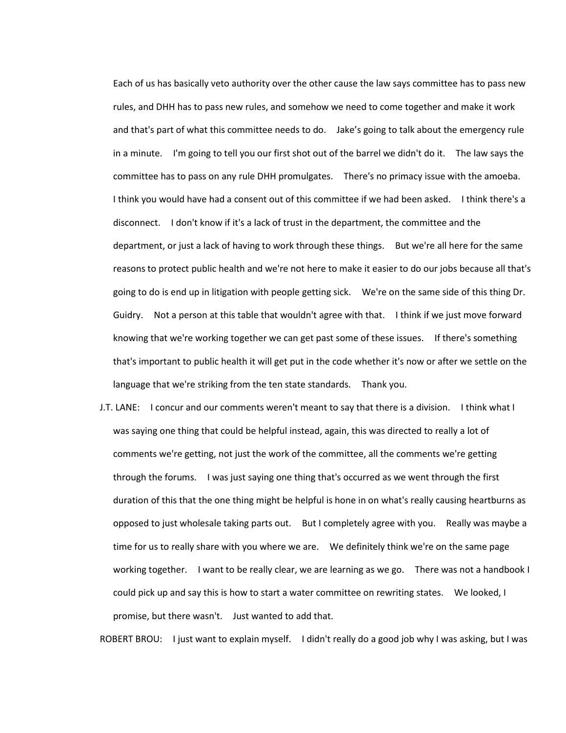Each of us has basically veto authority over the other cause the law says committee has to pass new rules, and DHH has to pass new rules, and somehow we need to come together and make it work and that's part of what this committee needs to do. Jake's going to talk about the emergency rule in a minute. I'm going to tell you our first shot out of the barrel we didn't do it. The law says the committee has to pass on any rule DHH promulgates. There's no primacy issue with the amoeba. I think you would have had a consent out of this committee if we had been asked. I think there's a disconnect. I don't know if it's a lack of trust in the department, the committee and the department, or just a lack of having to work through these things. But we're all here for the same reasons to protect public health and we're not here to make it easier to do our jobs because all that's going to do is end up in litigation with people getting sick. We're on the same side of this thing Dr. Guidry. Not a person at this table that wouldn't agree with that. I think if we just move forward knowing that we're working together we can get past some of these issues. If there's something that's important to public health it will get put in the code whether it's now or after we settle on the language that we're striking from the ten state standards. Thank you.

J.T. LANE: I concur and our comments weren't meant to say that there is a division. I think what I was saying one thing that could be helpful instead, again, this was directed to really a lot of comments we're getting, not just the work of the committee, all the comments we're getting through the forums. I was just saying one thing that's occurred as we went through the first duration of this that the one thing might be helpful is hone in on what's really causing heartburns as opposed to just wholesale taking parts out. But I completely agree with you. Really was maybe a time for us to really share with you where we are. We definitely think we're on the same page working together. I want to be really clear, we are learning as we go. There was not a handbook I could pick up and say this is how to start a water committee on rewriting states. We looked, I promise, but there wasn't. Just wanted to add that.

ROBERT BROU: I just want to explain myself. I didn't really do a good job why I was asking, but I was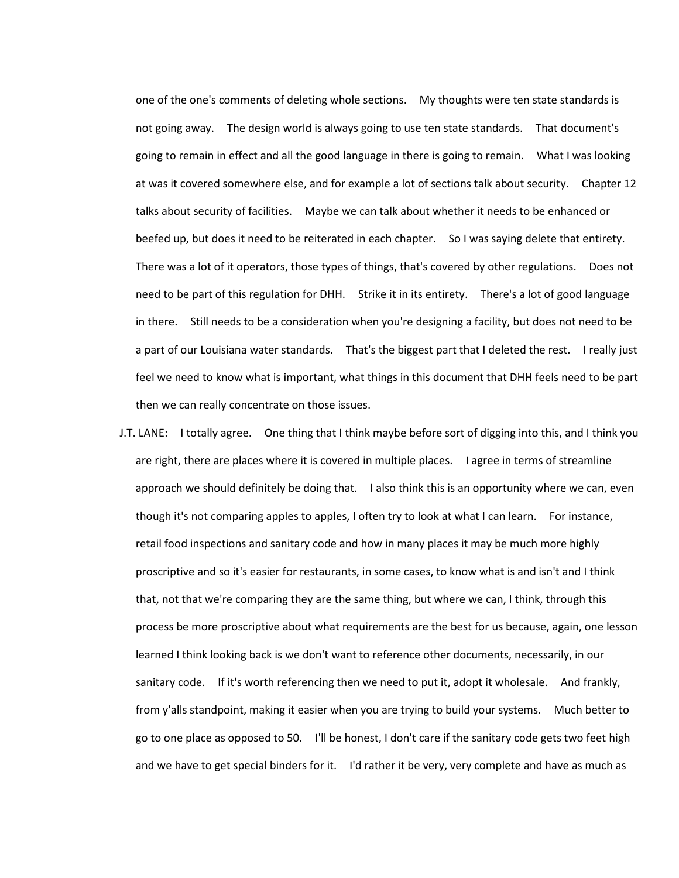one of the one's comments of deleting whole sections. My thoughts were ten state standards is not going away. The design world is always going to use ten state standards. That document's going to remain in effect and all the good language in there is going to remain. What I was looking at was it covered somewhere else, and for example a lot of sections talk about security. Chapter 12 talks about security of facilities. Maybe we can talk about whether it needs to be enhanced or beefed up, but does it need to be reiterated in each chapter. So I was saying delete that entirety. There was a lot of it operators, those types of things, that's covered by other regulations. Does not need to be part of this regulation for DHH. Strike it in its entirety. There's a lot of good language in there. Still needs to be a consideration when you're designing a facility, but does not need to be a part of our Louisiana water standards. That's the biggest part that I deleted the rest. I really just feel we need to know what is important, what things in this document that DHH feels need to be part then we can really concentrate on those issues.

J.T. LANE: I totally agree. One thing that I think maybe before sort of digging into this, and I think you are right, there are places where it is covered in multiple places. I agree in terms of streamline approach we should definitely be doing that. I also think this is an opportunity where we can, even though it's not comparing apples to apples, I often try to look at what I can learn. For instance, retail food inspections and sanitary code and how in many places it may be much more highly proscriptive and so it's easier for restaurants, in some cases, to know what is and isn't and I think that, not that we're comparing they are the same thing, but where we can, I think, through this process be more proscriptive about what requirements are the best for us because, again, one lesson learned I think looking back is we don't want to reference other documents, necessarily, in our sanitary code. If it's worth referencing then we need to put it, adopt it wholesale. And frankly, from y'alls standpoint, making it easier when you are trying to build your systems. Much better to go to one place as opposed to 50. I'll be honest, I don't care if the sanitary code gets two feet high and we have to get special binders for it. I'd rather it be very, very complete and have as much as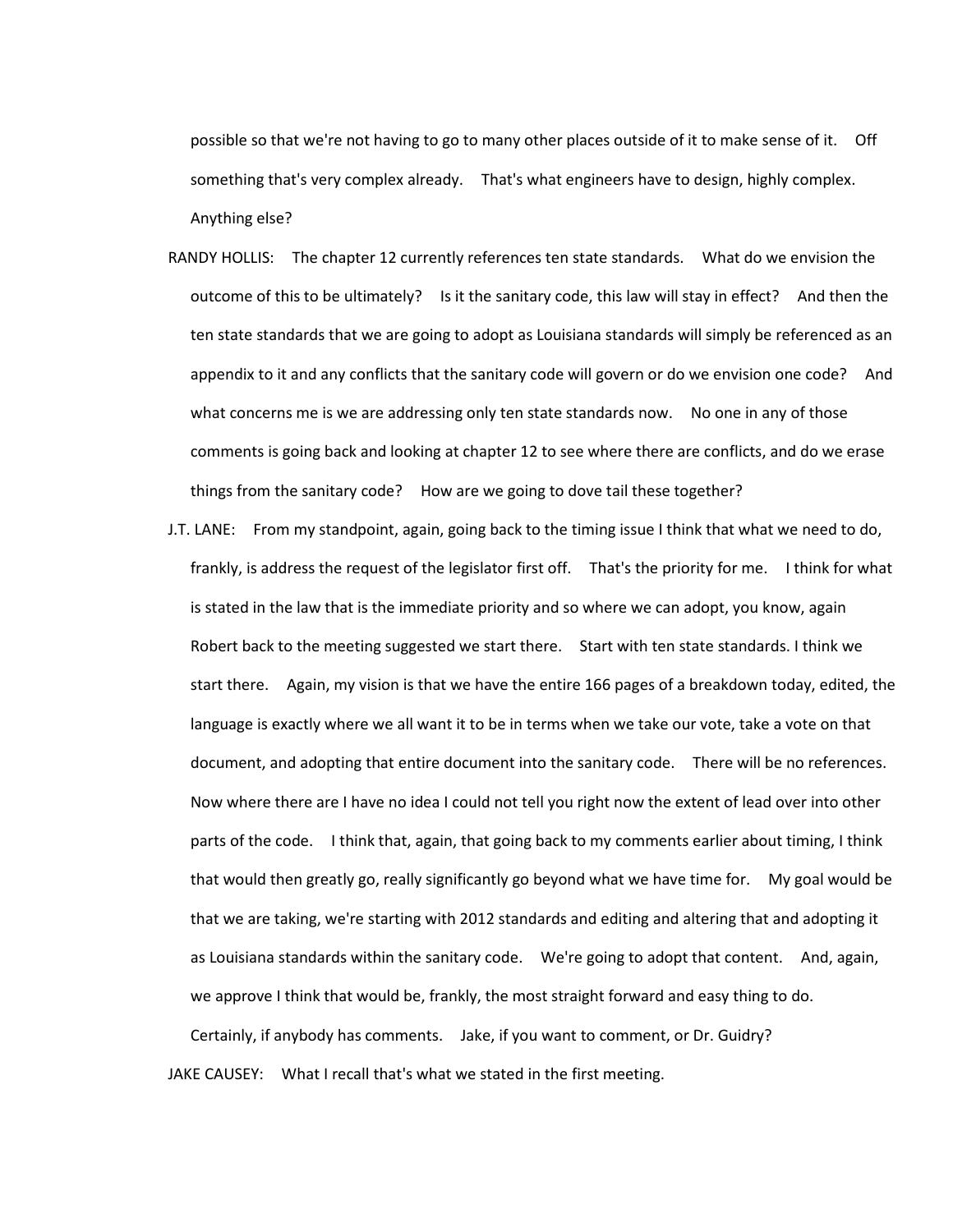possible so that we're not having to go to many other places outside of it to make sense of it. Off something that's very complex already. That's what engineers have to design, highly complex. Anything else?

RANDY HOLLIS: The chapter 12 currently references ten state standards. What do we envision the outcome of this to be ultimately? Is it the sanitary code, this law will stay in effect? And then the ten state standards that we are going to adopt as Louisiana standards will simply be referenced as an appendix to it and any conflicts that the sanitary code will govern or do we envision one code? And what concerns me is we are addressing only ten state standards now. No one in any of those comments is going back and looking at chapter 12 to see where there are conflicts, and do we erase things from the sanitary code? How are we going to dove tail these together?

J.T. LANE: From my standpoint, again, going back to the timing issue I think that what we need to do, frankly, is address the request of the legislator first off. That's the priority for me. I think for what is stated in the law that is the immediate priority and so where we can adopt, you know, again Robert back to the meeting suggested we start there. Start with ten state standards. I think we start there. Again, my vision is that we have the entire 166 pages of a breakdown today, edited, the language is exactly where we all want it to be in terms when we take our vote, take a vote on that document, and adopting that entire document into the sanitary code. There will be no references. Now where there are I have no idea I could not tell you right now the extent of lead over into other parts of the code. I think that, again, that going back to my comments earlier about timing, I think that would then greatly go, really significantly go beyond what we have time for. My goal would be that we are taking, we're starting with 2012 standards and editing and altering that and adopting it as Louisiana standards within the sanitary code. We're going to adopt that content. And, again, we approve I think that would be, frankly, the most straight forward and easy thing to do. Certainly, if anybody has comments. Jake, if you want to comment, or Dr. Guidry?

JAKE CAUSEY: What I recall that's what we stated in the first meeting.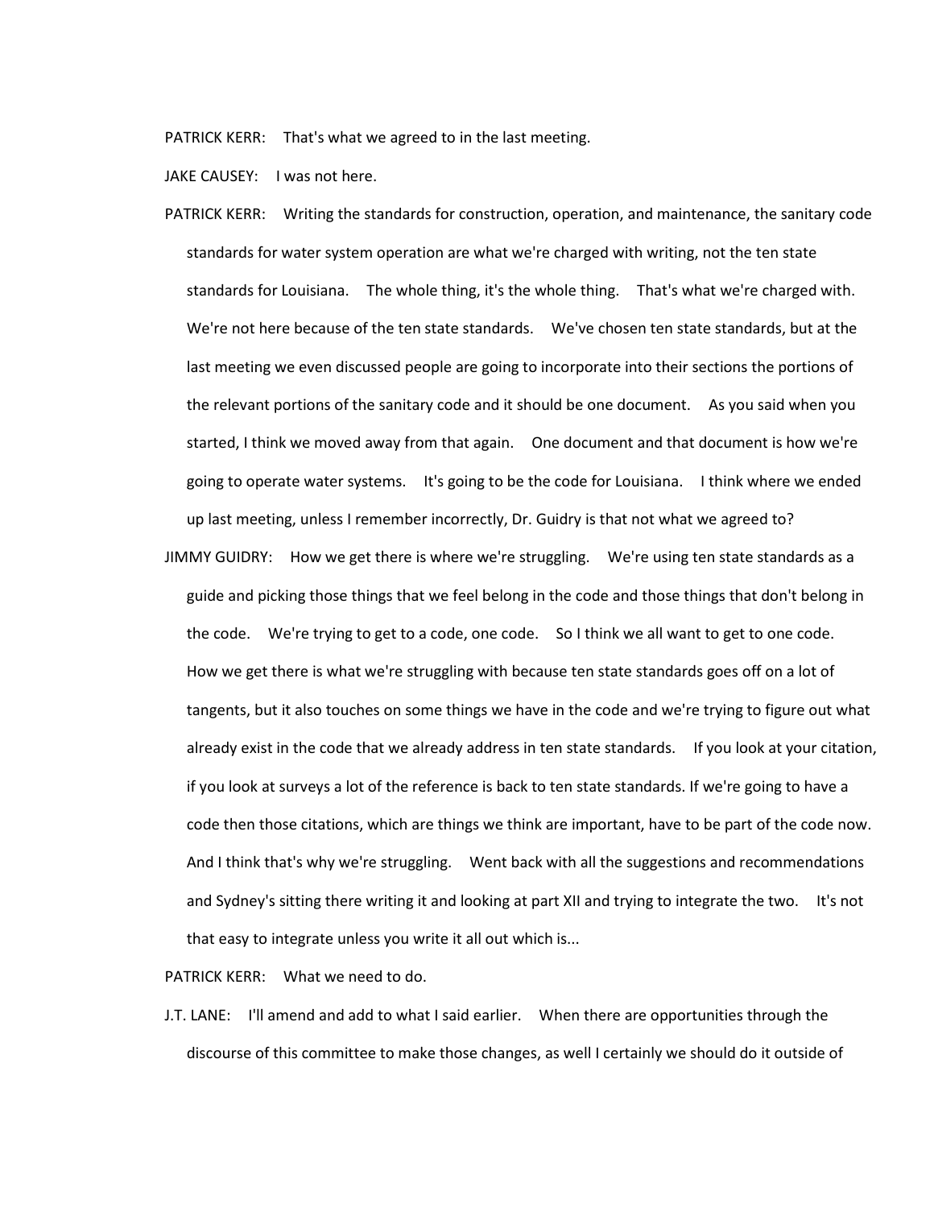PATRICK KERR: That's what we agreed to in the last meeting.

JAKE CAUSEY: I was not here.

PATRICK KERR: Writing the standards for construction, operation, and maintenance, the sanitary code standards for water system operation are what we're charged with writing, not the ten state standards for Louisiana. The whole thing, it's the whole thing. That's what we're charged with. We're not here because of the ten state standards. We've chosen ten state standards, but at the last meeting we even discussed people are going to incorporate into their sections the portions of the relevant portions of the sanitary code and it should be one document. As you said when you started, I think we moved away from that again. One document and that document is how we're going to operate water systems. It's going to be the code for Louisiana. I think where we ended up last meeting, unless I remember incorrectly, Dr. Guidry is that not what we agreed to?

JIMMY GUIDRY: How we get there is where we're struggling. We're using ten state standards as a guide and picking those things that we feel belong in the code and those things that don't belong in the code. We're trying to get to a code, one code. So I think we all want to get to one code. How we get there is what we're struggling with because ten state standards goes off on a lot of tangents, but it also touches on some things we have in the code and we're trying to figure out what already exist in the code that we already address in ten state standards. If you look at your citation, if you look at surveys a lot of the reference is back to ten state standards. If we're going to have a code then those citations, which are things we think are important, have to be part of the code now. And I think that's why we're struggling. Went back with all the suggestions and recommendations and Sydney's sitting there writing it and looking at part XII and trying to integrate the two. It's not that easy to integrate unless you write it all out which is...

PATRICK KERR: What we need to do.

J.T. LANE: I'll amend and add to what I said earlier. When there are opportunities through the discourse of this committee to make those changes, as well I certainly we should do it outside of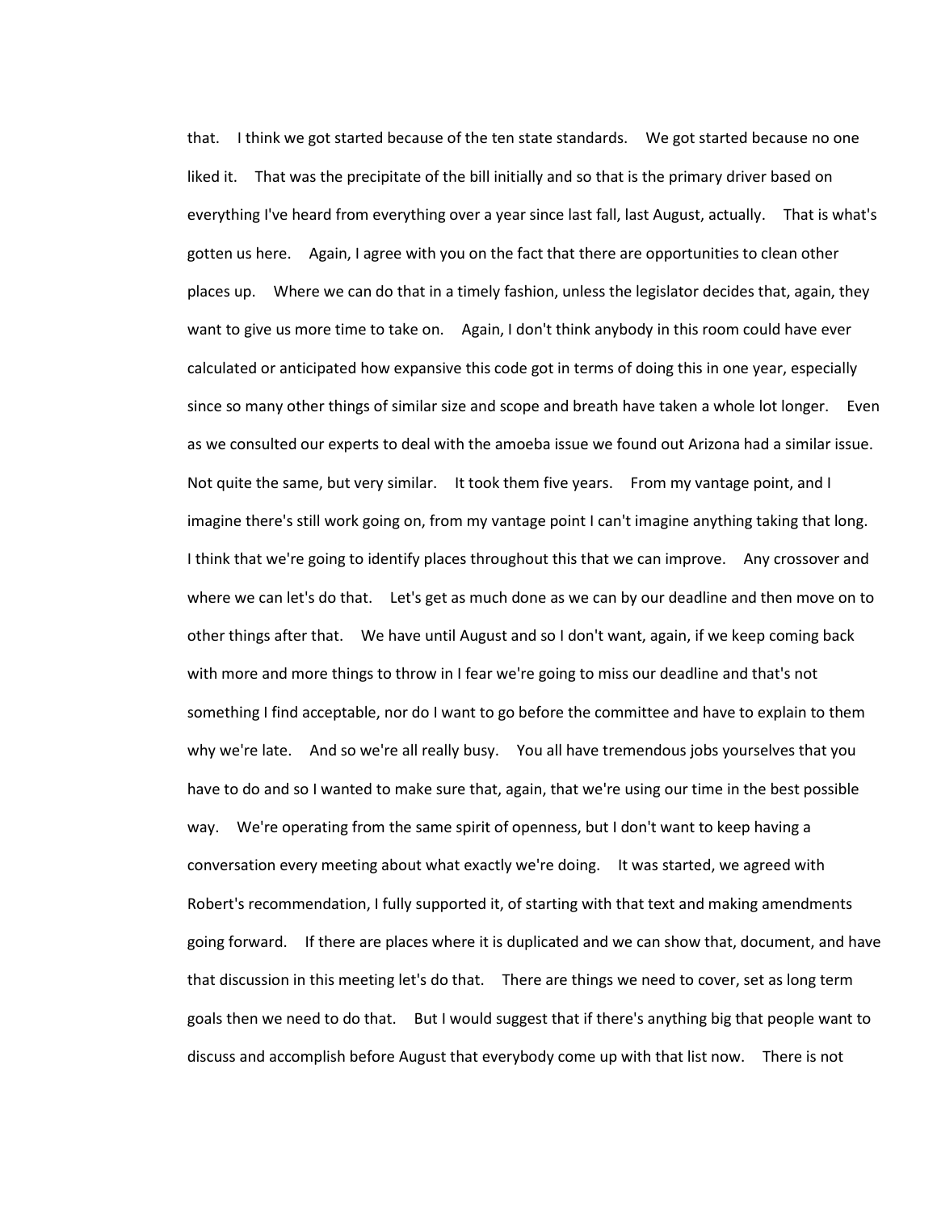that. I think we got started because of the ten state standards. We got started because no one liked it. That was the precipitate of the bill initially and so that is the primary driver based on everything I've heard from everything over a year since last fall, last August, actually. That is what's gotten us here. Again, I agree with you on the fact that there are opportunities to clean other places up. Where we can do that in a timely fashion, unless the legislator decides that, again, they want to give us more time to take on. Again, I don't think anybody in this room could have ever calculated or anticipated how expansive this code got in terms of doing this in one year, especially since so many other things of similar size and scope and breath have taken a whole lot longer. Even as we consulted our experts to deal with the amoeba issue we found out Arizona had a similar issue. Not quite the same, but very similar. It took them five years. From my vantage point, and I imagine there's still work going on, from my vantage point I can't imagine anything taking that long. I think that we're going to identify places throughout this that we can improve. Any crossover and where we can let's do that. Let's get as much done as we can by our deadline and then move on to other things after that. We have until August and so I don't want, again, if we keep coming back with more and more things to throw in I fear we're going to miss our deadline and that's not something I find acceptable, nor do I want to go before the committee and have to explain to them why we're late. And so we're all really busy. You all have tremendous jobs yourselves that you have to do and so I wanted to make sure that, again, that we're using our time in the best possible way. We're operating from the same spirit of openness, but I don't want to keep having a conversation every meeting about what exactly we're doing. It was started, we agreed with Robert's recommendation, I fully supported it, of starting with that text and making amendments going forward. If there are places where it is duplicated and we can show that, document, and have that discussion in this meeting let's do that. There are things we need to cover, set as long term goals then we need to do that. But I would suggest that if there's anything big that people want to discuss and accomplish before August that everybody come up with that list now. There is not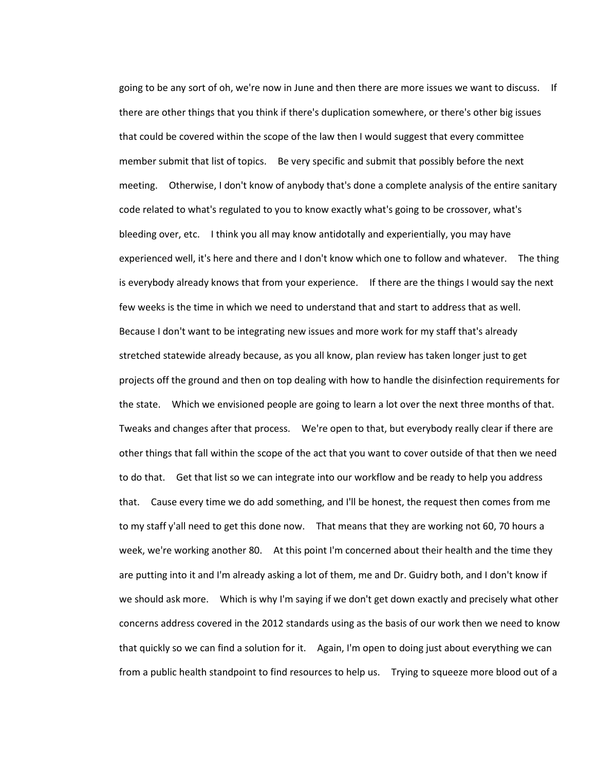going to be any sort of oh, we're now in June and then there are more issues we want to discuss. If there are other things that you think if there's duplication somewhere, or there's other big issues that could be covered within the scope of the law then I would suggest that every committee member submit that list of topics. Be very specific and submit that possibly before the next meeting. Otherwise, I don't know of anybody that's done a complete analysis of the entire sanitary code related to what's regulated to you to know exactly what's going to be crossover, what's bleeding over, etc. I think you all may know antidotally and experientially, you may have experienced well, it's here and there and I don't know which one to follow and whatever. The thing is everybody already knows that from your experience. If there are the things I would say the next few weeks is the time in which we need to understand that and start to address that as well. Because I don't want to be integrating new issues and more work for my staff that's already stretched statewide already because, as you all know, plan review has taken longer just to get projects off the ground and then on top dealing with how to handle the disinfection requirements for the state. Which we envisioned people are going to learn a lot over the next three months of that. Tweaks and changes after that process. We're open to that, but everybody really clear if there are other things that fall within the scope of the act that you want to cover outside of that then we need to do that. Get that list so we can integrate into our workflow and be ready to help you address that. Cause every time we do add something, and I'll be honest, the request then comes from me to my staff y'all need to get this done now. That means that they are working not 60, 70 hours a week, we're working another 80. At this point I'm concerned about their health and the time they are putting into it and I'm already asking a lot of them, me and Dr. Guidry both, and I don't know if we should ask more. Which is why I'm saying if we don't get down exactly and precisely what other concerns address covered in the 2012 standards using as the basis of our work then we need to know that quickly so we can find a solution for it. Again, I'm open to doing just about everything we can from a public health standpoint to find resources to help us. Trying to squeeze more blood out of a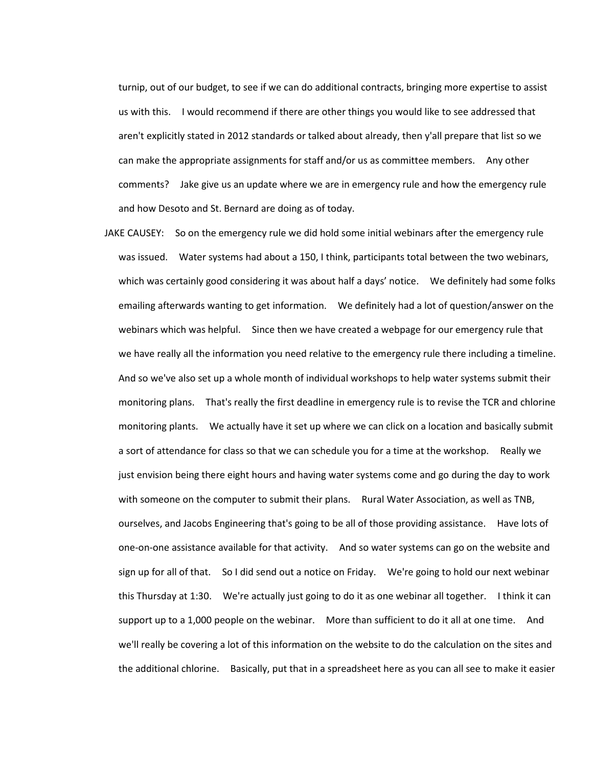turnip, out of our budget, to see if we can do additional contracts, bringing more expertise to assist us with this. I would recommend if there are other things you would like to see addressed that aren't explicitly stated in 2012 standards or talked about already, then y'all prepare that list so we can make the appropriate assignments for staff and/or us as committee members. Any other comments? Jake give us an update where we are in emergency rule and how the emergency rule and how Desoto and St. Bernard are doing as of today.

JAKE CAUSEY: So on the emergency rule we did hold some initial webinars after the emergency rule was issued. Water systems had about a 150, I think, participants total between the two webinars, which was certainly good considering it was about half a days' notice. We definitely had some folks emailing afterwards wanting to get information. We definitely had a lot of question/answer on the webinars which was helpful. Since then we have created a webpage for our emergency rule that we have really all the information you need relative to the emergency rule there including a timeline. And so we've also set up a whole month of individual workshops to help water systems submit their monitoring plans. That's really the first deadline in emergency rule is to revise the TCR and chlorine monitoring plants. We actually have it set up where we can click on a location and basically submit a sort of attendance for class so that we can schedule you for a time at the workshop. Really we just envision being there eight hours and having water systems come and go during the day to work with someone on the computer to submit their plans. Rural Water Association, as well as TNB, ourselves, and Jacobs Engineering that's going to be all of those providing assistance. Have lots of one-on-one assistance available for that activity. And so water systems can go on the website and sign up for all of that. So I did send out a notice on Friday. We're going to hold our next webinar this Thursday at 1:30. We're actually just going to do it as one webinar all together. I think it can support up to a 1,000 people on the webinar. More than sufficient to do it all at one time. And we'll really be covering a lot of this information on the website to do the calculation on the sites and the additional chlorine. Basically, put that in a spreadsheet here as you can all see to make it easier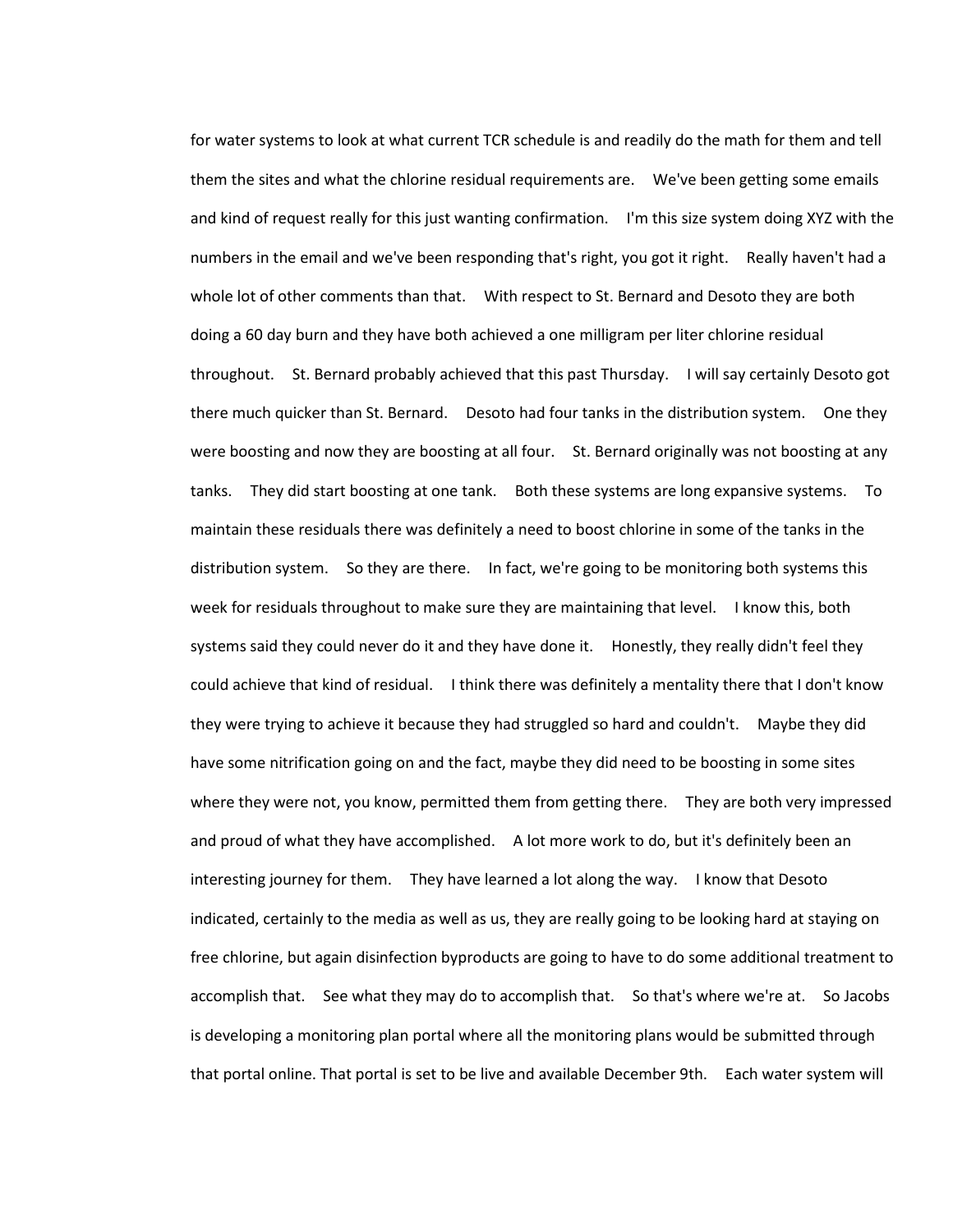for water systems to look at what current TCR schedule is and readily do the math for them and tell them the sites and what the chlorine residual requirements are. We've been getting some emails and kind of request really for this just wanting confirmation. I'm this size system doing XYZ with the numbers in the email and we've been responding that's right, you got it right. Really haven't had a whole lot of other comments than that. With respect to St. Bernard and Desoto they are both doing a 60 day burn and they have both achieved a one milligram per liter chlorine residual throughout. St. Bernard probably achieved that this past Thursday. I will say certainly Desoto got there much quicker than St. Bernard. Desoto had four tanks in the distribution system. One they were boosting and now they are boosting at all four. St. Bernard originally was not boosting at any tanks. They did start boosting at one tank. Both these systems are long expansive systems. To maintain these residuals there was definitely a need to boost chlorine in some of the tanks in the distribution system. So they are there. In fact, we're going to be monitoring both systems this week for residuals throughout to make sure they are maintaining that level. I know this, both systems said they could never do it and they have done it. Honestly, they really didn't feel they could achieve that kind of residual. I think there was definitely a mentality there that I don't know they were trying to achieve it because they had struggled so hard and couldn't. Maybe they did have some nitrification going on and the fact, maybe they did need to be boosting in some sites where they were not, you know, permitted them from getting there. They are both very impressed and proud of what they have accomplished. A lot more work to do, but it's definitely been an interesting journey for them. They have learned a lot along the way. I know that Desoto indicated, certainly to the media as well as us, they are really going to be looking hard at staying on free chlorine, but again disinfection byproducts are going to have to do some additional treatment to accomplish that. See what they may do to accomplish that. So that's where we're at. So Jacobs is developing a monitoring plan portal where all the monitoring plans would be submitted through that portal online. That portal is set to be live and available December 9th. Each water system will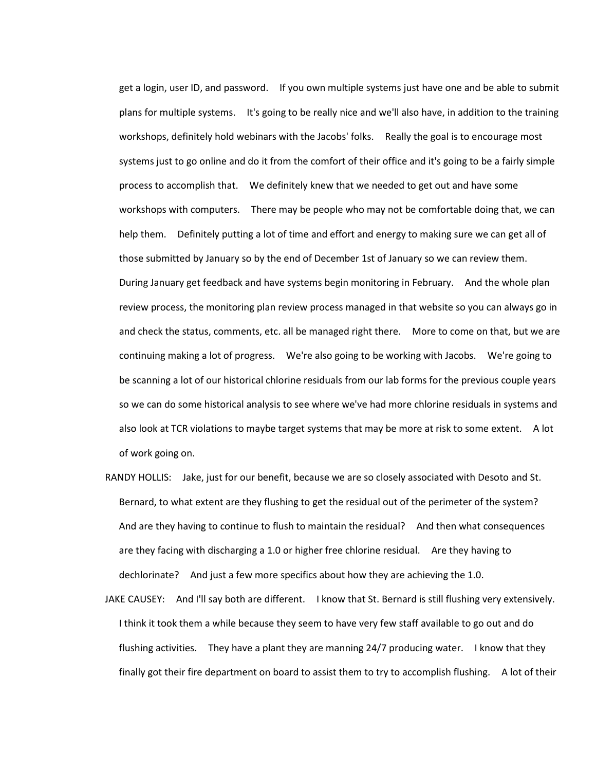get a login, user ID, and password. If you own multiple systems just have one and be able to submit plans for multiple systems. It's going to be really nice and we'll also have, in addition to the training workshops, definitely hold webinars with the Jacobs' folks. Really the goal is to encourage most systems just to go online and do it from the comfort of their office and it's going to be a fairly simple process to accomplish that. We definitely knew that we needed to get out and have some workshops with computers. There may be people who may not be comfortable doing that, we can help them. Definitely putting a lot of time and effort and energy to making sure we can get all of those submitted by January so by the end of December 1st of January so we can review them. During January get feedback and have systems begin monitoring in February. And the whole plan review process, the monitoring plan review process managed in that website so you can always go in and check the status, comments, etc. all be managed right there. More to come on that, but we are continuing making a lot of progress. We're also going to be working with Jacobs. We're going to be scanning a lot of our historical chlorine residuals from our lab forms for the previous couple years so we can do some historical analysis to see where we've had more chlorine residuals in systems and also look at TCR violations to maybe target systems that may be more at risk to some extent. A lot of work going on.

RANDY HOLLIS: Jake, just for our benefit, because we are so closely associated with Desoto and St. Bernard, to what extent are they flushing to get the residual out of the perimeter of the system? And are they having to continue to flush to maintain the residual? And then what consequences are they facing with discharging a 1.0 or higher free chlorine residual. Are they having to dechlorinate? And just a few more specifics about how they are achieving the 1.0.

JAKE CAUSEY: And I'll say both are different. I know that St. Bernard is still flushing very extensively. I think it took them a while because they seem to have very few staff available to go out and do flushing activities. They have a plant they are manning 24/7 producing water. I know that they finally got their fire department on board to assist them to try to accomplish flushing. A lot of their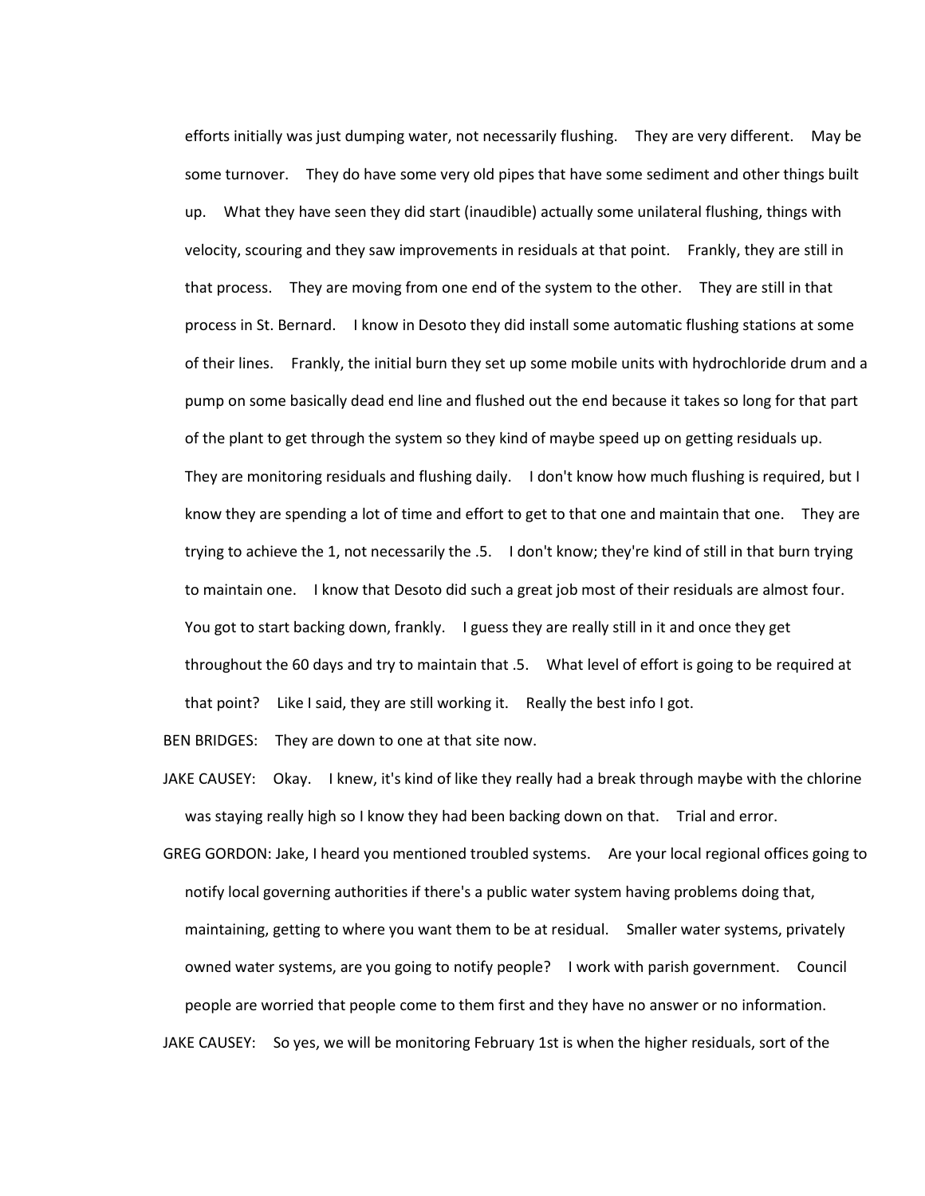efforts initially was just dumping water, not necessarily flushing. They are very different. May be some turnover. They do have some very old pipes that have some sediment and other things built up. What they have seen they did start (inaudible) actually some unilateral flushing, things with velocity, scouring and they saw improvements in residuals at that point. Frankly, they are still in that process. They are moving from one end of the system to the other. They are still in that process in St. Bernard. I know in Desoto they did install some automatic flushing stations at some of their lines. Frankly, the initial burn they set up some mobile units with hydrochloride drum and a pump on some basically dead end line and flushed out the end because it takes so long for that part of the plant to get through the system so they kind of maybe speed up on getting residuals up. They are monitoring residuals and flushing daily. I don't know how much flushing is required, but I know they are spending a lot of time and effort to get to that one and maintain that one. They are trying to achieve the 1, not necessarily the .5. I don't know; they're kind of still in that burn trying to maintain one. I know that Desoto did such a great job most of their residuals are almost four. You got to start backing down, frankly. I guess they are really still in it and once they get throughout the 60 days and try to maintain that .5. What level of effort is going to be required at that point? Like I said, they are still working it. Really the best info I got.

BEN BRIDGES: They are down to one at that site now.

JAKE CAUSEY: Okay. I knew, it's kind of like they really had a break through maybe with the chlorine was staying really high so I know they had been backing down on that. Trial and error.

GREG GORDON: Jake, I heard you mentioned troubled systems. Are your local regional offices going to notify local governing authorities if there's a public water system having problems doing that, maintaining, getting to where you want them to be at residual. Smaller water systems, privately owned water systems, are you going to notify people? I work with parish government. Council people are worried that people come to them first and they have no answer or no information.

JAKE CAUSEY: So yes, we will be monitoring February 1st is when the higher residuals, sort of the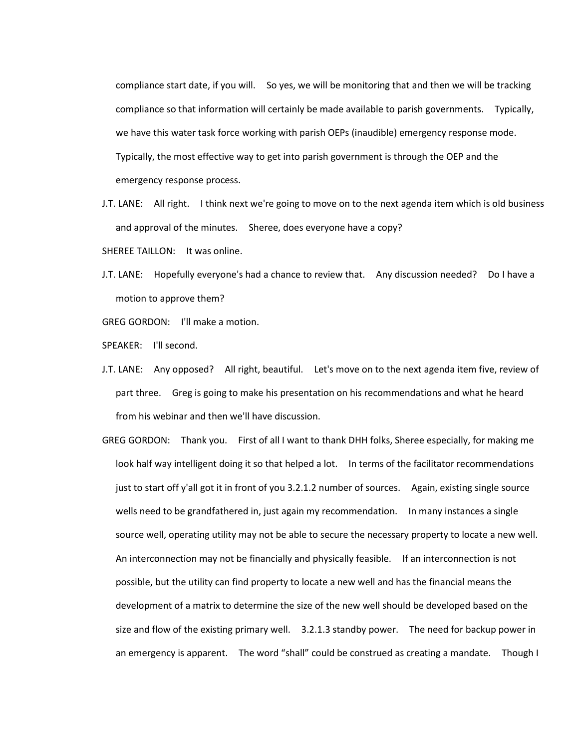compliance start date, if you will. So yes, we will be monitoring that and then we will be tracking compliance so that information will certainly be made available to parish governments. Typically, we have this water task force working with parish OEPs (inaudible) emergency response mode. Typically, the most effective way to get into parish government is through the OEP and the emergency response process.

J.T. LANE: All right. I think next we're going to move on to the next agenda item which is old business and approval of the minutes. Sheree, does everyone have a copy?

SHEREE TAILLON: It was online.

J.T. LANE: Hopefully everyone's had a chance to review that. Any discussion needed? Do I have a motion to approve them?

GREG GORDON: I'll make a motion.

SPEAKER: I'll second.

J.T. LANE: Any opposed? All right, beautiful. Let's move on to the next agenda item five, review of part three. Greg is going to make his presentation on his recommendations and what he heard from his webinar and then we'll have discussion.

GREG GORDON: Thank you. First of all I want to thank DHH folks, Sheree especially, for making me look half way intelligent doing it so that helped a lot. In terms of the facilitator recommendations just to start off y'all got it in front of you 3.2.1.2 number of sources. Again, existing single source wells need to be grandfathered in, just again my recommendation. In many instances a single source well, operating utility may not be able to secure the necessary property to locate a new well. An interconnection may not be financially and physically feasible. If an interconnection is not possible, but the utility can find property to locate a new well and has the financial means the development of a matrix to determine the size of the new well should be developed based on the size and flow of the existing primary well. 3.2.1.3 standby power. The need for backup power in an emergency is apparent. The word "shall" could be construed as creating a mandate. Though I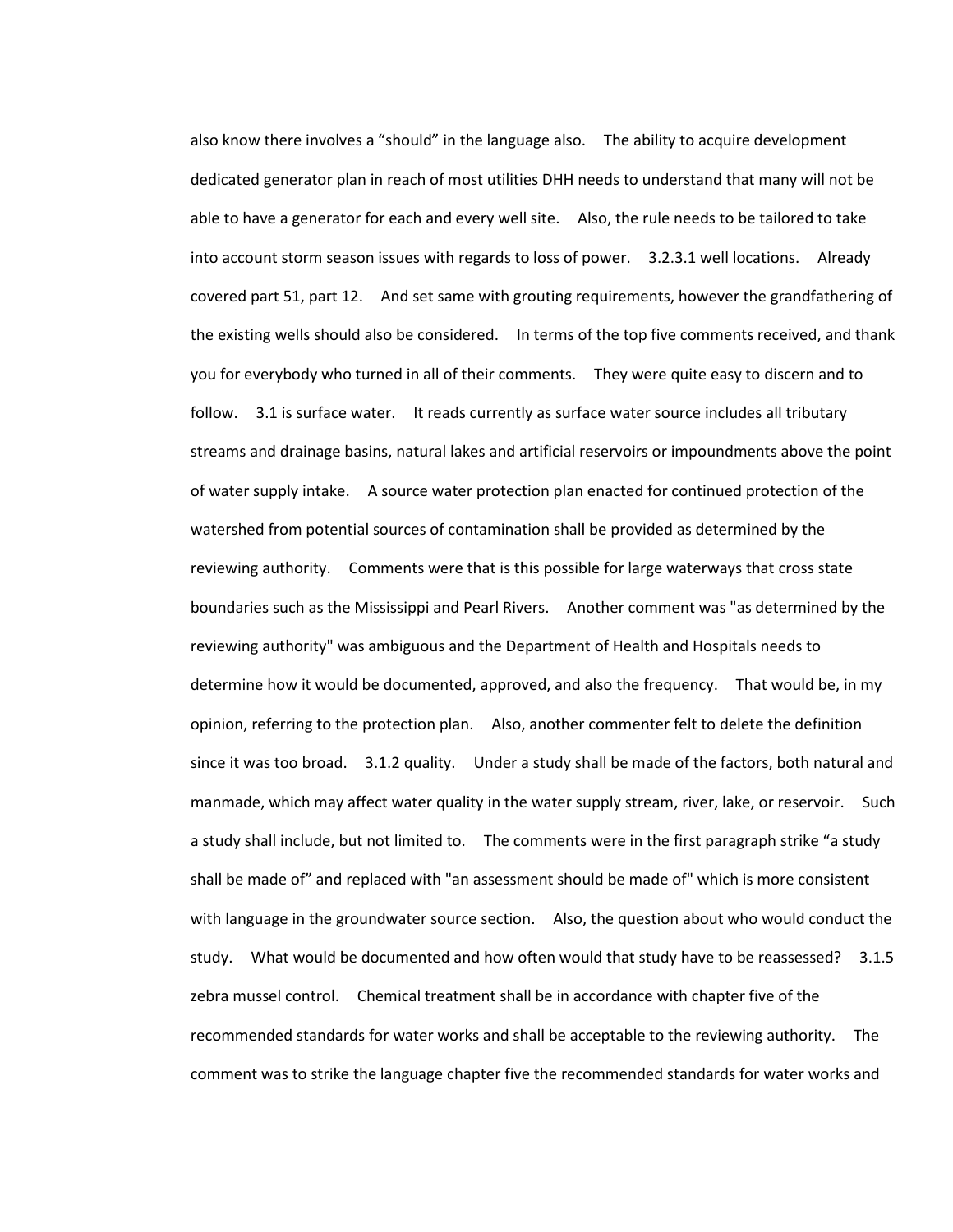also know there involves a “should” in the language also. The ability to acquire development dedicated generator plan in reach of most utilities DHH needs to understand that many will not be able to have a generator for each and every well site. Also, the rule needs to be tailored to take into account storm season issues with regards to loss of power. 3.2.3.1 well locations. Already covered part 51, part 12. And set same with grouting requirements, however the grandfathering of the existing wells should also be considered. In terms of the top five comments received, and thank you for everybody who turned in all of their comments. They were quite easy to discern and to follow. 3.1 is surface water. It reads currently as surface water source includes all tributary streams and drainage basins, natural lakes and artificial reservoirs or impoundments above the point of water supply intake. A source water protection plan enacted for continued protection of the watershed from potential sources of contamination shall be provided as determined by the reviewing authority. Comments were that is this possible for large waterways that cross state boundaries such as the Mississippi and Pearl Rivers. Another comment was "as determined by the reviewing authority" was ambiguous and the Department of Health and Hospitals needs to determine how it would be documented, approved, and also the frequency. That would be, in my opinion, referring to the protection plan. Also, another commenter felt to delete the definition since it was too broad. 3.1.2 quality. Under a study shall be made of the factors, both natural and manmade, which may affect water quality in the water supply stream, river, lake, or reservoir. Such a study shall include, but not limited to. The comments were in the first paragraph strike “a study shall be made of” and replaced with "an assessment should be made of" which is more consistent with language in the groundwater source section. Also, the question about who would conduct the study. What would be documented and how often would that study have to be reassessed? 3.1.5 zebra mussel control. Chemical treatment shall be in accordance with chapter five of the recommended standards for water works and shall be acceptable to the reviewing authority. The comment was to strike the language chapter five the recommended standards for water works and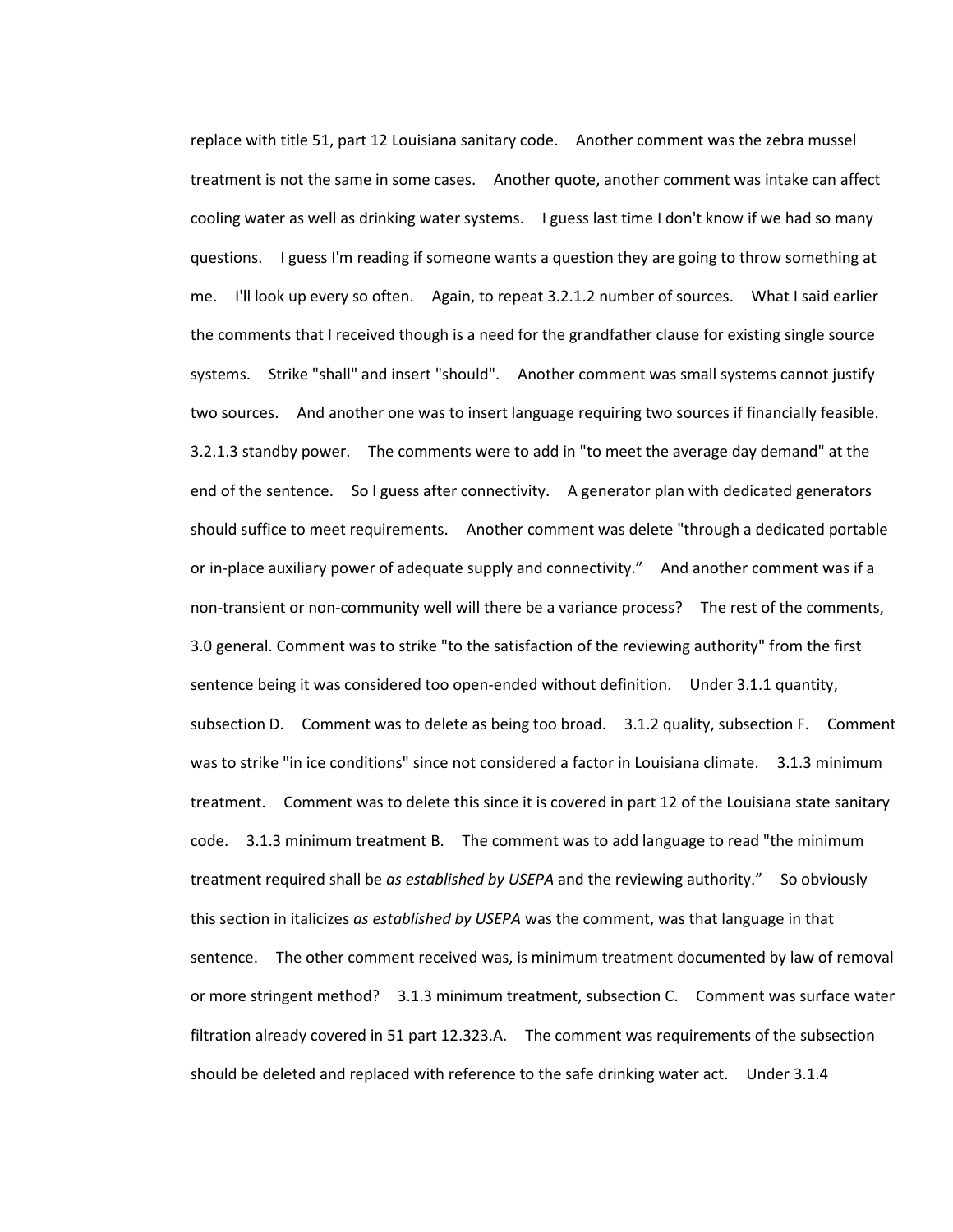replace with title 51, part 12 Louisiana sanitary code. Another comment was the zebra mussel treatment is not the same in some cases. Another quote, another comment was intake can affect cooling water as well as drinking water systems. I guess last time I don't know if we had so many questions. I guess I'm reading if someone wants a question they are going to throw something at me. I'll look up every so often. Again, to repeat 3.2.1.2 number of sources. What I said earlier the comments that I received though is a need for the grandfather clause for existing single source systems. Strike "shall" and insert "should". Another comment was small systems cannot justify two sources. And another one was to insert language requiring two sources if financially feasible. 3.2.1.3 standby power. The comments were to add in "to meet the average day demand" at the end of the sentence. So I guess after connectivity. A generator plan with dedicated generators should suffice to meet requirements. Another comment was delete "through a dedicated portable or in-place auxiliary power of adequate supply and connectivity." And another comment was if a non-transient or non-community well will there be a variance process? The rest of the comments, 3.0 general. Comment was to strike "to the satisfaction of the reviewing authority" from the first sentence being it was considered too open-ended without definition. Under 3.1.1 quantity, subsection D. Comment was to delete as being too broad. 3.1.2 quality, subsection F. Comment was to strike "in ice conditions" since not considered a factor in Louisiana climate. 3.1.3 minimum treatment. Comment was to delete this since it is covered in part 12 of the Louisiana state sanitary code. 3.1.3 minimum treatment B. The comment was to add language to read "the minimum treatment required shall be *as established by USEPA* and the reviewing authority." So obviously this section in italicizes *as established by USEPA* was the comment, was that language in that sentence. The other comment received was, is minimum treatment documented by law of removal or more stringent method? 3.1.3 minimum treatment, subsection C. Comment was surface water filtration already covered in 51 part 12.323.A. The comment was requirements of the subsection should be deleted and replaced with reference to the safe drinking water act. Under 3.1.4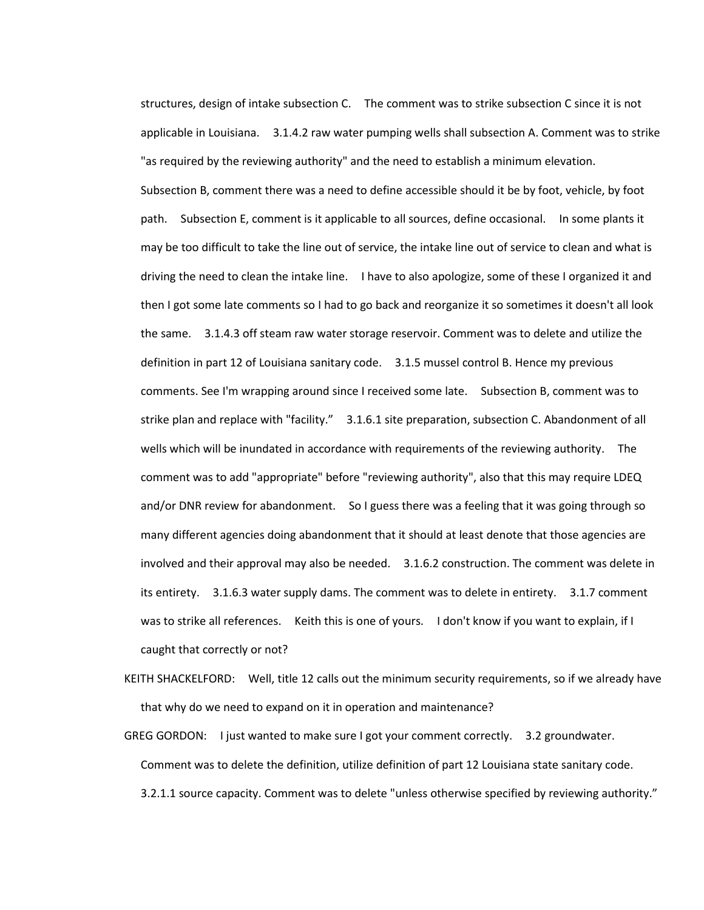structures, design of intake subsection C. The comment was to strike subsection C since it is not applicable in Louisiana. 3.1.4.2 raw water pumping wells shall subsection A. Comment was to strike "as required by the reviewing authority" and the need to establish a minimum elevation. Subsection B, comment there was a need to define accessible should it be by foot, vehicle, by foot path. Subsection E, comment is it applicable to all sources, define occasional. In some plants it may be too difficult to take the line out of service, the intake line out of service to clean and what is driving the need to clean the intake line. I have to also apologize, some of these I organized it and then I got some late comments so I had to go back and reorganize it so sometimes it doesn't all look the same. 3.1.4.3 off steam raw water storage reservoir. Comment was to delete and utilize the definition in part 12 of Louisiana sanitary code. 3.1.5 mussel control B. Hence my previous comments. See I'm wrapping around since I received some late. Subsection B, comment was to strike plan and replace with "facility." 3.1.6.1 site preparation, subsection C. Abandonment of all wells which will be inundated in accordance with requirements of the reviewing authority. The comment was to add "appropriate" before "reviewing authority", also that this may require LDEQ and/or DNR review for abandonment. So I guess there was a feeling that it was going through so many different agencies doing abandonment that it should at least denote that those agencies are involved and their approval may also be needed. 3.1.6.2 construction. The comment was delete in its entirety. 3.1.6.3 water supply dams. The comment was to delete in entirety. 3.1.7 comment was to strike all references. Keith this is one of yours. I don't know if you want to explain, if I caught that correctly or not?

KEITH SHACKELFORD: Well, title 12 calls out the minimum security requirements, so if we already have that why do we need to expand on it in operation and maintenance?

GREG GORDON: I just wanted to make sure I got your comment correctly. 3.2 groundwater. Comment was to delete the definition, utilize definition of part 12 Louisiana state sanitary code. 3.2.1.1 source capacity. Comment was to delete "unless otherwise specified by reviewing authority."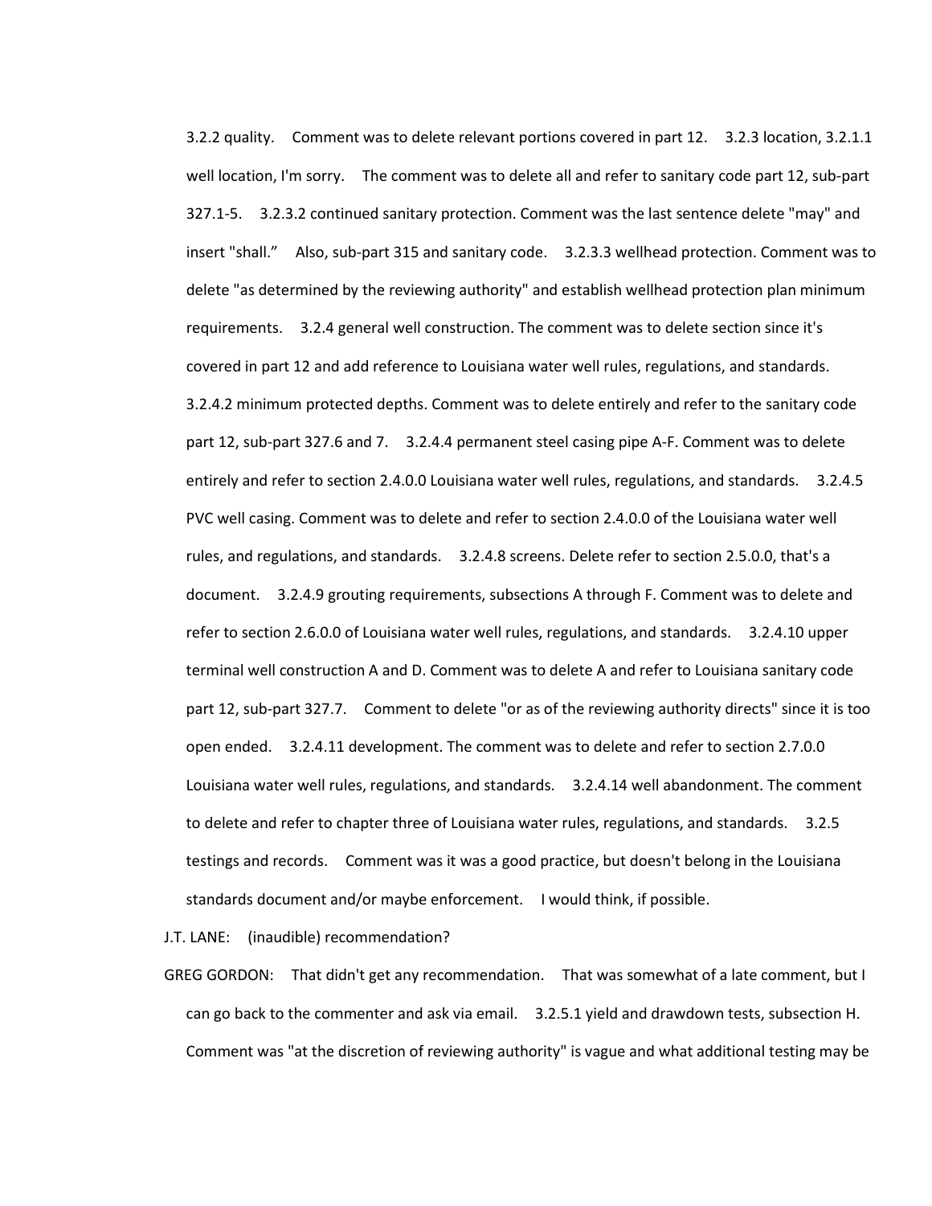3.2.2 quality. Comment was to delete relevant portions covered in part 12. 3.2.3 location, 3.2.1.1 well location, I'm sorry. The comment was to delete all and refer to sanitary code part 12, sub-part 327.1-5. 3.2.3.2 continued sanitary protection. Comment was the last sentence delete "may" and insert "shall." Also, sub-part 315 and sanitary code. 3.2.3.3 wellhead protection. Comment was to delete "as determined by the reviewing authority" and establish wellhead protection plan minimum requirements. 3.2.4 general well construction. The comment was to delete section since it's covered in part 12 and add reference to Louisiana water well rules, regulations, and standards. 3.2.4.2 minimum protected depths. Comment was to delete entirely and refer to the sanitary code part 12, sub-part 327.6 and 7. 3.2.4.4 permanent steel casing pipe A-F. Comment was to delete entirely and refer to section 2.4.0.0 Louisiana water well rules, regulations, and standards. 3.2.4.5 PVC well casing. Comment was to delete and refer to section 2.4.0.0 of the Louisiana water well rules, and regulations, and standards. 3.2.4.8 screens. Delete refer to section 2.5.0.0, that's a document. 3.2.4.9 grouting requirements, subsections A through F. Comment was to delete and refer to section 2.6.0.0 of Louisiana water well rules, regulations, and standards. 3.2.4.10 upper terminal well construction A and D. Comment was to delete A and refer to Louisiana sanitary code part 12, sub-part 327.7. Comment to delete "or as of the reviewing authority directs" since it is too open ended. 3.2.4.11 development. The comment was to delete and refer to section 2.7.0.0 Louisiana water well rules, regulations, and standards. 3.2.4.14 well abandonment. The comment to delete and refer to chapter three of Louisiana water rules, regulations, and standards. 3.2.5 testings and records. Comment was it was a good practice, but doesn't belong in the Louisiana standards document and/or maybe enforcement. I would think, if possible.

J.T. LANE: (inaudible) recommendation?

GREG GORDON: That didn't get any recommendation. That was somewhat of a late comment, but I can go back to the commenter and ask via email. 3.2.5.1 yield and drawdown tests, subsection H. Comment was "at the discretion of reviewing authority" is vague and what additional testing may be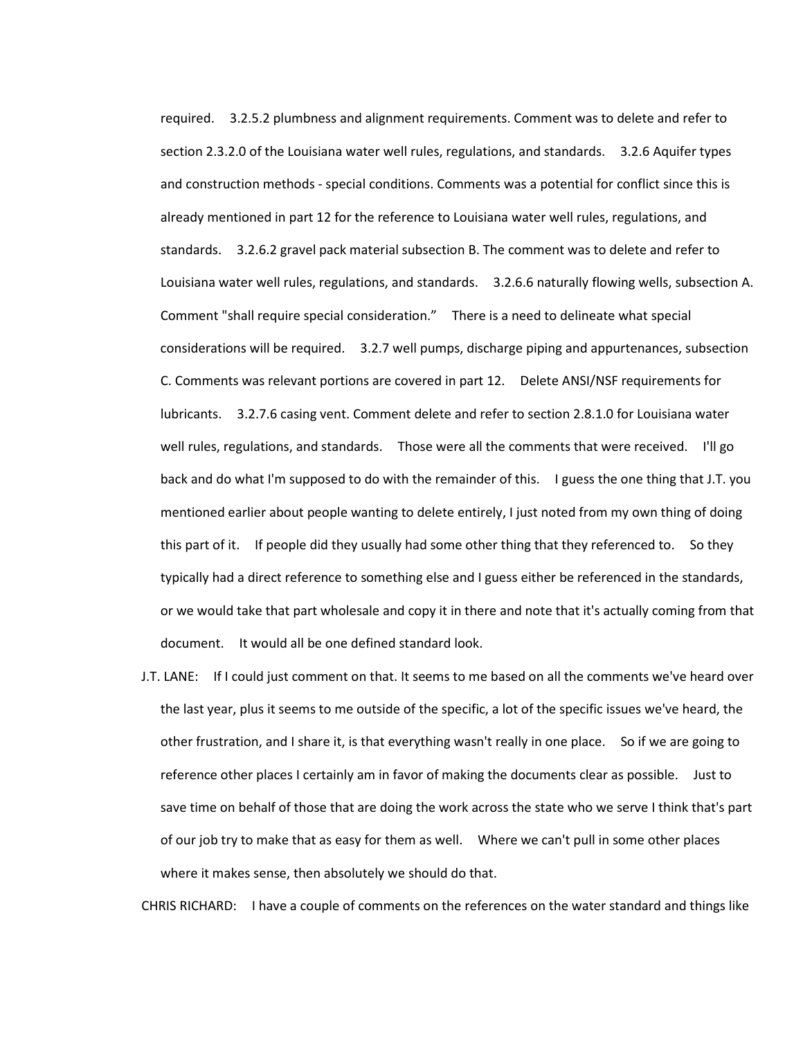required. 3.2.5.2 plumbness and alignment requirements. Comment was to delete and refer to section 2.3.2.0 of the Louisiana water well rules, regulations, and standards. 3.2.6 Aquifer types and construction methods - special conditions. Comments was a potential for conflict since this is already mentioned in part 12 for the reference to Louisiana water well rules, regulations, and standards. 3.2.6.2 gravel pack material subsection B. The comment was to delete and refer to Louisiana water well rules, regulations, and standards. 3.2.6.6 naturally flowing wells, subsection A. Comment "shall require special consideration." There is a need to delineate what special considerations will be required. 3.2.7 well pumps, discharge piping and appurtenances, subsection C. Comments was relevant portions are covered in part 12. Delete ANSI/NSF requirements for lubricants. 3.2.7.6 casing vent. Comment delete and refer to section 2.8.1.0 for Louisiana water well rules, regulations, and standards. Those were all the comments that were received. I'll go back and do what I'm supposed to do with the remainder of this. I guess the one thing that J.T. you mentioned earlier about people wanting to delete entirely, I just noted from my own thing of doing this part of it. If people did they usually had some other thing that they referenced to. So they typically had a direct reference to something else and I guess either be referenced in the standards, or we would take that part wholesale and copy it in there and note that it's actually coming from that document. It would all be one defined standard look.

J.T. LANE: If I could just comment on that. It seems to me based on all the comments we've heard over the last year, plus it seems to me outside of the specific, a lot of the specific issues we've heard, the other frustration, and I share it, is that everything wasn't really in one place. So if we are going to reference other places I certainly am in favor of making the documents clear as possible. Just to save time on behalf of those that are doing the work across the state who we serve I think that's part of our job try to make that as easy for them as well. Where we can't pull in some other places where it makes sense, then absolutely we should do that.

CHRIS RICHARD: I have a couple of comments on the references on the water standard and things like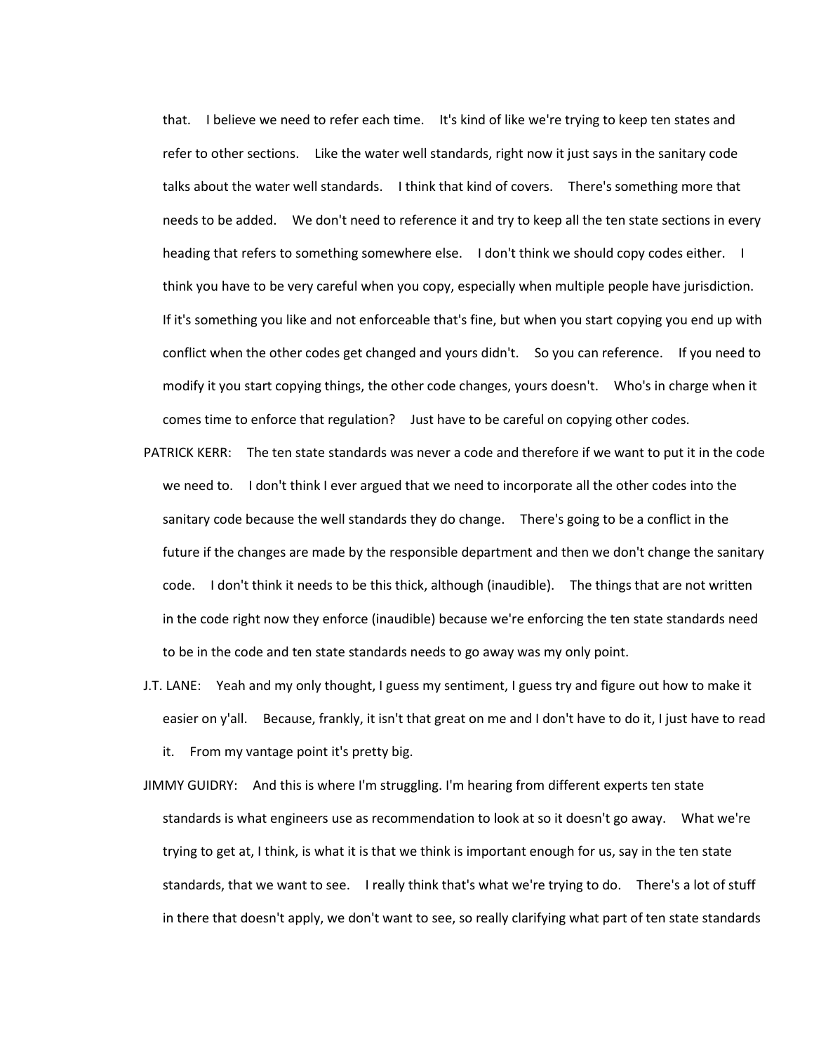that. I believe we need to refer each time. It's kind of like we're trying to keep ten states and refer to other sections. Like the water well standards, right now it just says in the sanitary code talks about the water well standards. I think that kind of covers. There's something more that needs to be added. We don't need to reference it and try to keep all the ten state sections in every heading that refers to something somewhere else. I don't think we should copy codes either. I think you have to be very careful when you copy, especially when multiple people have jurisdiction. If it's something you like and not enforceable that's fine, but when you start copying you end up with conflict when the other codes get changed and yours didn't. So you can reference. If you need to modify it you start copying things, the other code changes, yours doesn't. Who's in charge when it comes time to enforce that regulation? Just have to be careful on copying other codes.

PATRICK KERR: The ten state standards was never a code and therefore if we want to put it in the code we need to. I don't think I ever argued that we need to incorporate all the other codes into the sanitary code because the well standards they do change. There's going to be a conflict in the future if the changes are made by the responsible department and then we don't change the sanitary code. I don't think it needs to be this thick, although (inaudible). The things that are not written in the code right now they enforce (inaudible) because we're enforcing the ten state standards need to be in the code and ten state standards needs to go away was my only point.

J.T. LANE: Yeah and my only thought, I guess my sentiment, I guess try and figure out how to make it easier on y'all. Because, frankly, it isn't that great on me and I don't have to do it, I just have to read it. From my vantage point it's pretty big.

JIMMY GUIDRY: And this is where I'm struggling. I'm hearing from different experts ten state standards is what engineers use as recommendation to look at so it doesn't go away. What we're trying to get at, I think, is what it is that we think is important enough for us, say in the ten state standards, that we want to see. I really think that's what we're trying to do. There's a lot of stuff in there that doesn't apply, we don't want to see, so really clarifying what part of ten state standards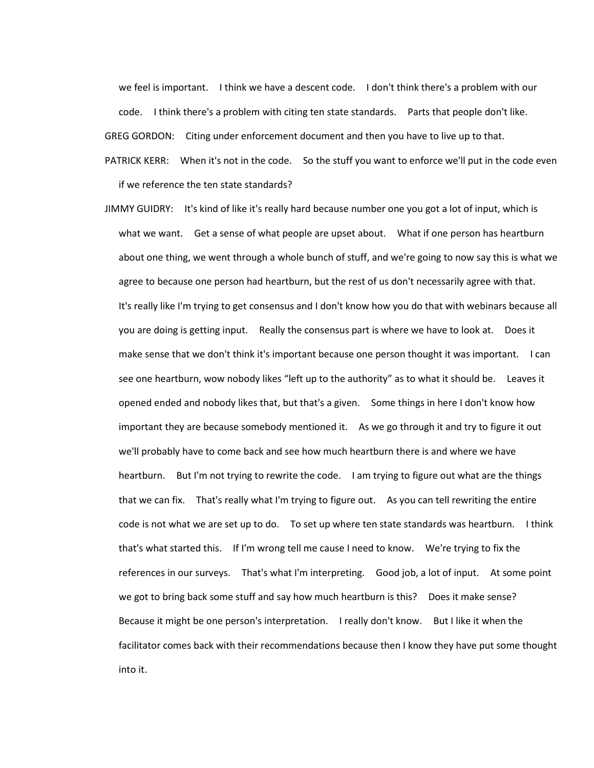we feel is important. I think we have a descent code. I don't think there's a problem with our code. I think there's a problem with citing ten state standards. Parts that people don't like.

GREG GORDON: Citing under enforcement document and then you have to live up to that.

PATRICK KERR: When it's not in the code. So the stuff you want to enforce we'll put in the code even if we reference the ten state standards?

JIMMY GUIDRY: It's kind of like it's really hard because number one you got a lot of input, which is what we want. Get a sense of what people are upset about. What if one person has heartburn about one thing, we went through a whole bunch of stuff, and we're going to now say this is what we agree to because one person had heartburn, but the rest of us don't necessarily agree with that. It's really like I'm trying to get consensus and I don't know how you do that with webinars because all you are doing is getting input. Really the consensus part is where we have to look at. Does it make sense that we don't think it's important because one person thought it was important. I can see one heartburn, wow nobody likes "left up to the authority" as to what it should be. Leaves it opened ended and nobody likes that, but that's a given. Some things in here I don't know how important they are because somebody mentioned it. As we go through it and try to figure it out we'll probably have to come back and see how much heartburn there is and where we have heartburn. But I'm not trying to rewrite the code. I am trying to figure out what are the things that we can fix. That's really what I'm trying to figure out. As you can tell rewriting the entire code is not what we are set up to do. To set up where ten state standards was heartburn. I think that's what started this. If I'm wrong tell me cause I need to know. We're trying to fix the references in our surveys. That's what I'm interpreting. Good job, a lot of input. At some point we got to bring back some stuff and say how much heartburn is this? Does it make sense? Because it might be one person's interpretation. I really don't know. But I like it when the facilitator comes back with their recommendations because then I know they have put some thought into it.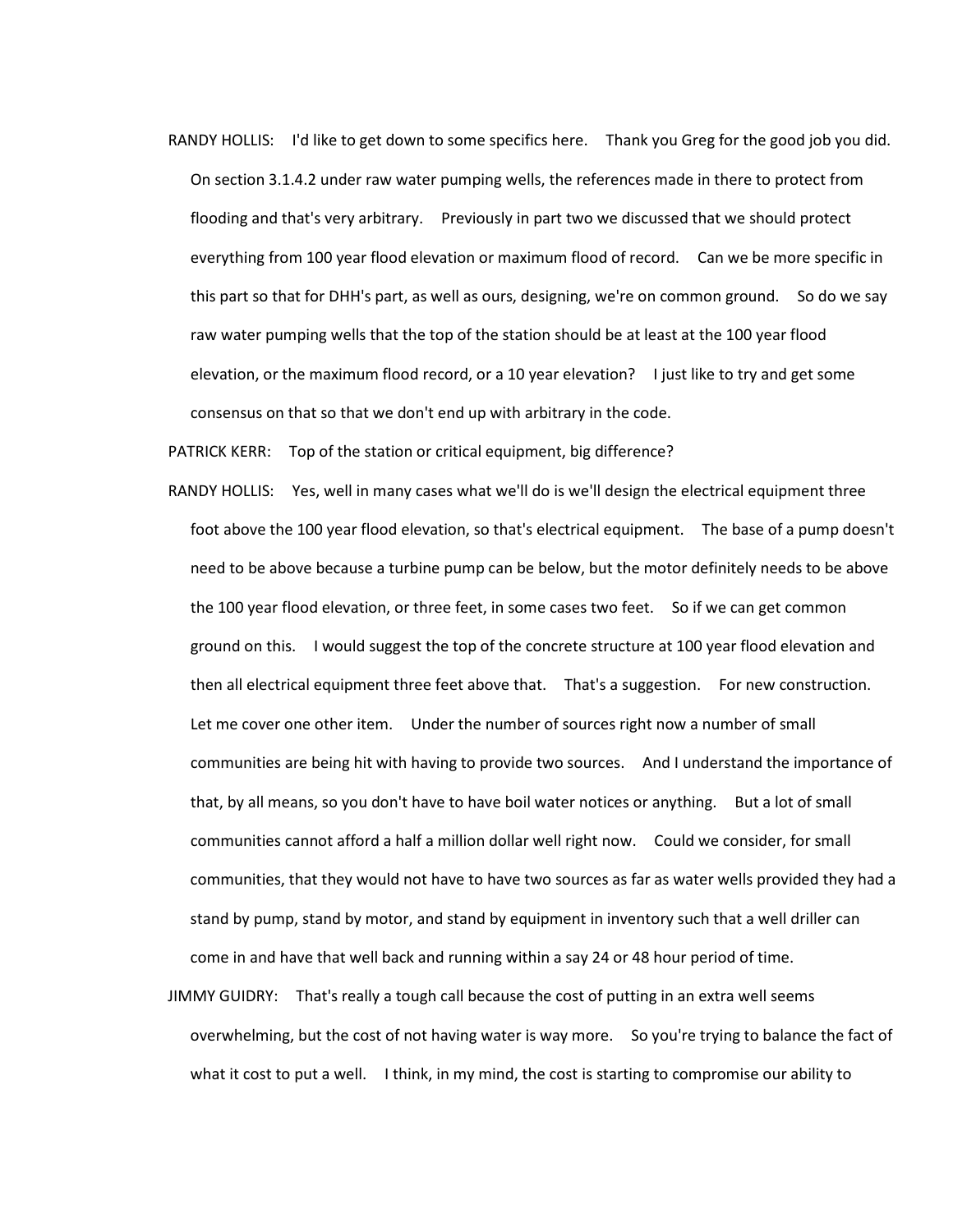RANDY HOLLIS: I'd like to get down to some specifics here. Thank you Greg for the good job you did. On section 3.1.4.2 under raw water pumping wells, the references made in there to protect from flooding and that's very arbitrary. Previously in part two we discussed that we should protect everything from 100 year flood elevation or maximum flood of record. Can we be more specific in this part so that for DHH's part, as well as ours, designing, we're on common ground. So do we say raw water pumping wells that the top of the station should be at least at the 100 year flood elevation, or the maximum flood record, or a 10 year elevation? I just like to try and get some consensus on that so that we don't end up with arbitrary in the code.

PATRICK KERR: Top of the station or critical equipment, big difference?

RANDY HOLLIS: Yes, well in many cases what we'll do is we'll design the electrical equipment three foot above the 100 year flood elevation, so that's electrical equipment. The base of a pump doesn't need to be above because a turbine pump can be below, but the motor definitely needs to be above the 100 year flood elevation, or three feet, in some cases two feet. So if we can get common ground on this. I would suggest the top of the concrete structure at 100 year flood elevation and then all electrical equipment three feet above that. That's a suggestion. For new construction. Let me cover one other item. Under the number of sources right now a number of small communities are being hit with having to provide two sources. And I understand the importance of that, by all means, so you don't have to have boil water notices or anything. But a lot of small communities cannot afford a half a million dollar well right now. Could we consider, for small communities, that they would not have to have two sources as far as water wells provided they had a stand by pump, stand by motor, and stand by equipment in inventory such that a well driller can come in and have that well back and running within a say 24 or 48 hour period of time.

JIMMY GUIDRY: That's really a tough call because the cost of putting in an extra well seems overwhelming, but the cost of not having water is way more. So you're trying to balance the fact of what it cost to put a well. I think, in my mind, the cost is starting to compromise our ability to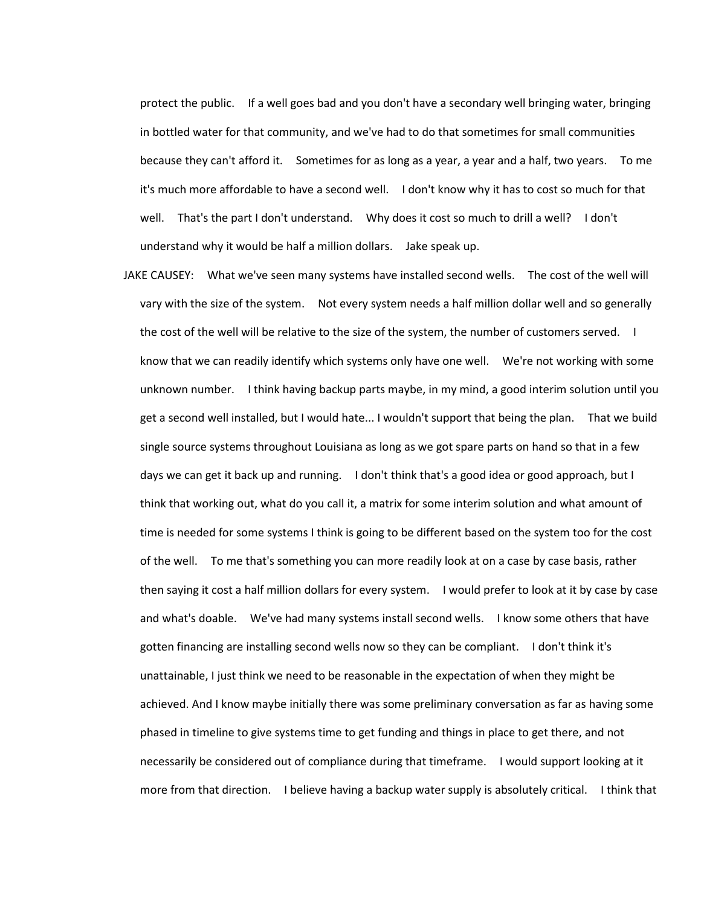protect the public. If a well goes bad and you don't have a secondary well bringing water, bringing in bottled water for that community, and we've had to do that sometimes for small communities because they can't afford it. Sometimes for as long as a year, a year and a half, two years. To me it's much more affordable to have a second well. I don't know why it has to cost so much for that well. That's the part I don't understand. Why does it cost so much to drill a well? I don't understand why it would be half a million dollars. Jake speak up.

JAKE CAUSEY: What we've seen many systems have installed second wells. The cost of the well will vary with the size of the system. Not every system needs a half million dollar well and so generally the cost of the well will be relative to the size of the system, the number of customers served. I know that we can readily identify which systems only have one well. We're not working with some unknown number. I think having backup parts maybe, in my mind, a good interim solution until you get a second well installed, but I would hate... I wouldn't support that being the plan. That we build single source systems throughout Louisiana as long as we got spare parts on hand so that in a few days we can get it back up and running. I don't think that's a good idea or good approach, but I think that working out, what do you call it, a matrix for some interim solution and what amount of time is needed for some systems I think is going to be different based on the system too for the cost of the well. To me that's something you can more readily look at on a case by case basis, rather then saying it cost a half million dollars for every system. I would prefer to look at it by case by case and what's doable. We've had many systems install second wells. I know some others that have gotten financing are installing second wells now so they can be compliant. I don't think it's unattainable, I just think we need to be reasonable in the expectation of when they might be achieved. And I know maybe initially there was some preliminary conversation as far as having some phased in timeline to give systems time to get funding and things in place to get there, and not necessarily be considered out of compliance during that timeframe. I would support looking at it more from that direction. I believe having a backup water supply is absolutely critical. I think that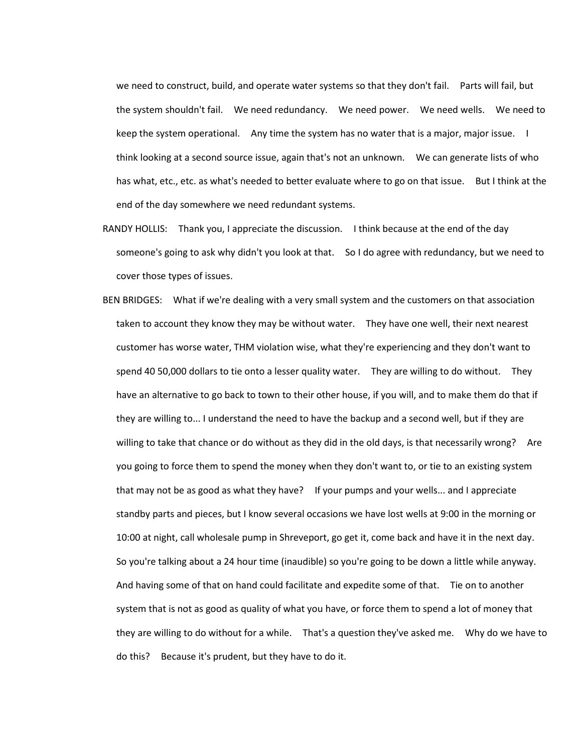we need to construct, build, and operate water systems so that they don't fail. Parts will fail, but the system shouldn't fail. We need redundancy. We need power. We need wells. We need to keep the system operational. Any time the system has no water that is a major, major issue. I think looking at a second source issue, again that's not an unknown. We can generate lists of who has what, etc., etc. as what's needed to better evaluate where to go on that issue. But I think at the end of the day somewhere we need redundant systems.

RANDY HOLLIS: Thank you, I appreciate the discussion. I think because at the end of the day someone's going to ask why didn't you look at that. So I do agree with redundancy, but we need to cover those types of issues.

BEN BRIDGES: What if we're dealing with a very small system and the customers on that association taken to account they know they may be without water. They have one well, their next nearest customer has worse water, THM violation wise, what they're experiencing and they don't want to spend 40 50,000 dollars to tie onto a lesser quality water. They are willing to do without. They have an alternative to go back to town to their other house, if you will, and to make them do that if they are willing to... I understand the need to have the backup and a second well, but if they are willing to take that chance or do without as they did in the old days, is that necessarily wrong? Are you going to force them to spend the money when they don't want to, or tie to an existing system that may not be as good as what they have? If your pumps and your wells... and I appreciate standby parts and pieces, but I know several occasions we have lost wells at 9:00 in the morning or 10:00 at night, call wholesale pump in Shreveport, go get it, come back and have it in the next day. So you're talking about a 24 hour time (inaudible) so you're going to be down a little while anyway. And having some of that on hand could facilitate and expedite some of that. Tie on to another system that is not as good as quality of what you have, or force them to spend a lot of money that they are willing to do without for a while. That's a question they've asked me. Why do we have to do this? Because it's prudent, but they have to do it.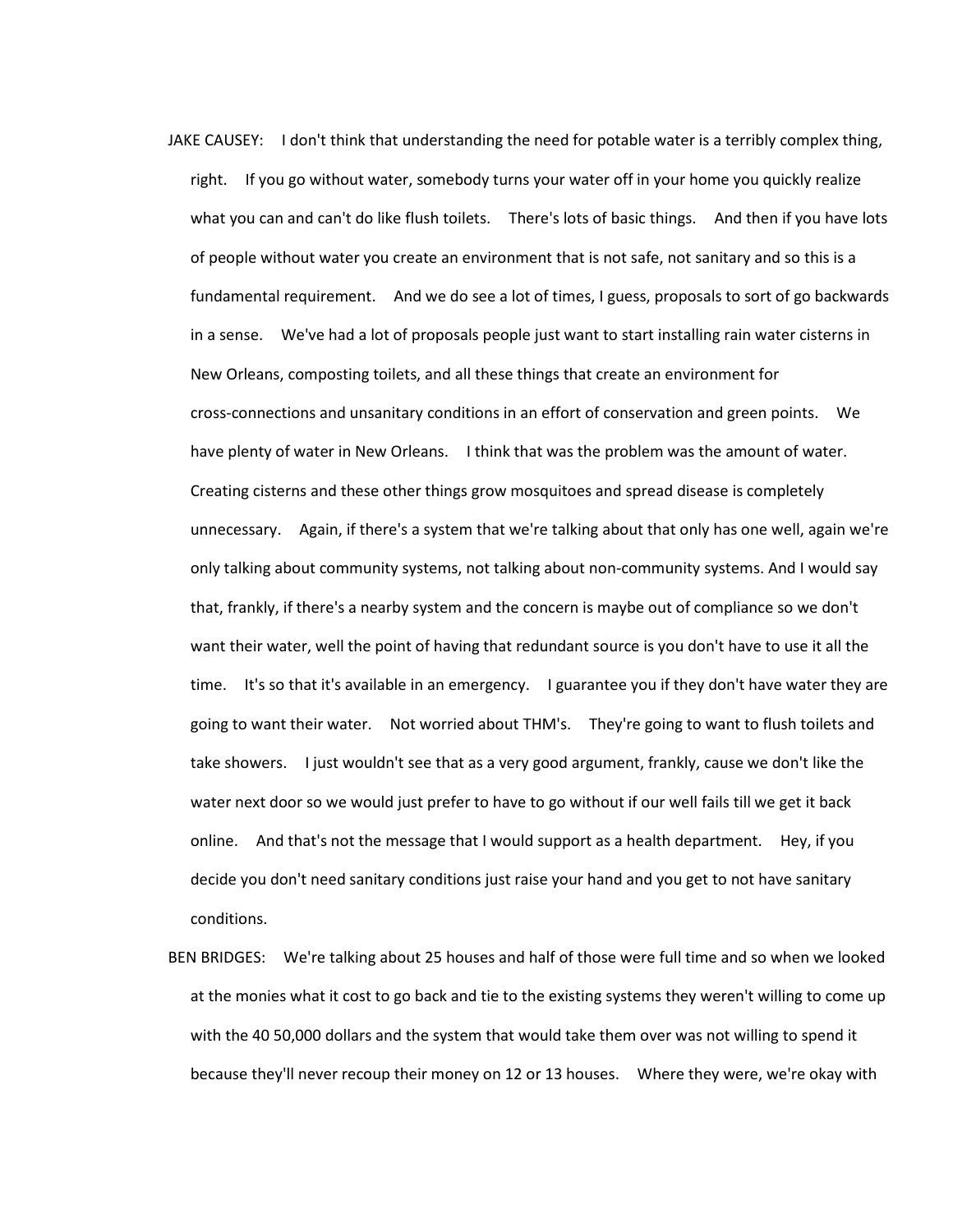JAKE CAUSEY: I don't think that understanding the need for potable water is a terribly complex thing, right. If you go without water, somebody turns your water off in your home you quickly realize what you can and can't do like flush toilets. There's lots of basic things. And then if you have lots of people without water you create an environment that is not safe, not sanitary and so this is a fundamental requirement. And we do see a lot of times, I guess, proposals to sort of go backwards in a sense. We've had a lot of proposals people just want to start installing rain water cisterns in New Orleans, composting toilets, and all these things that create an environment for cross-connections and unsanitary conditions in an effort of conservation and green points. We have plenty of water in New Orleans. I think that was the problem was the amount of water. Creating cisterns and these other things grow mosquitoes and spread disease is completely unnecessary. Again, if there's a system that we're talking about that only has one well, again we're only talking about community systems, not talking about non-community systems. And I would say that, frankly, if there's a nearby system and the concern is maybe out of compliance so we don't want their water, well the point of having that redundant source is you don't have to use it all the time. It's so that it's available in an emergency. I guarantee you if they don't have water they are going to want their water. Not worried about THM's. They're going to want to flush toilets and take showers. I just wouldn't see that as a very good argument, frankly, cause we don't like the water next door so we would just prefer to have to go without if our well fails till we get it back online. And that's not the message that I would support as a health department. Hey, if you decide you don't need sanitary conditions just raise your hand and you get to not have sanitary conditions.

BEN BRIDGES: We're talking about 25 houses and half of those were full time and so when we looked at the monies what it cost to go back and tie to the existing systems they weren't willing to come up with the 40 50,000 dollars and the system that would take them over was not willing to spend it because they'll never recoup their money on 12 or 13 houses. Where they were, we're okay with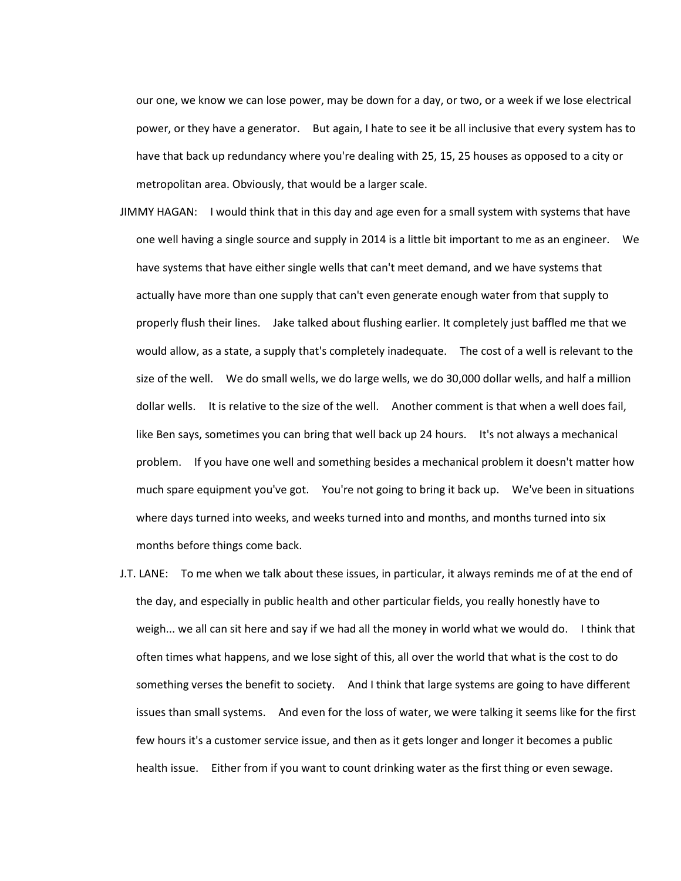our one, we know we can lose power, may be down for a day, or two, or a week if we lose electrical power, or they have a generator. But again, I hate to see it be all inclusive that every system has to have that back up redundancy where you're dealing with 25, 15, 25 houses as opposed to a city or metropolitan area. Obviously, that would be a larger scale.

JIMMY HAGAN: I would think that in this day and age even for a small system with systems that have one well having a single source and supply in 2014 is a little bit important to me as an engineer. We have systems that have either single wells that can't meet demand, and we have systems that actually have more than one supply that can't even generate enough water from that supply to properly flush their lines. Jake talked about flushing earlier. It completely just baffled me that we would allow, as a state, a supply that's completely inadequate. The cost of a well is relevant to the size of the well. We do small wells, we do large wells, we do 30,000 dollar wells, and half a million dollar wells. It is relative to the size of the well. Another comment is that when a well does fail, like Ben says, sometimes you can bring that well back up 24 hours. It's not always a mechanical problem. If you have one well and something besides a mechanical problem it doesn't matter how much spare equipment you've got. You're not going to bring it back up. We've been in situations where days turned into weeks, and weeks turned into and months, and months turned into six months before things come back.

J.T. LANE: To me when we talk about these issues, in particular, it always reminds me of at the end of the day, and especially in public health and other particular fields, you really honestly have to weigh... we all can sit here and say if we had all the money in world what we would do. I think that often times what happens, and we lose sight of this, all over the world that what is the cost to do something verses the benefit to society. And I think that large systems are going to have different issues than small systems. And even for the loss of water, we were talking it seems like for the first few hours it's a customer service issue, and then as it gets longer and longer it becomes a public health issue. Either from if you want to count drinking water as the first thing or even sewage.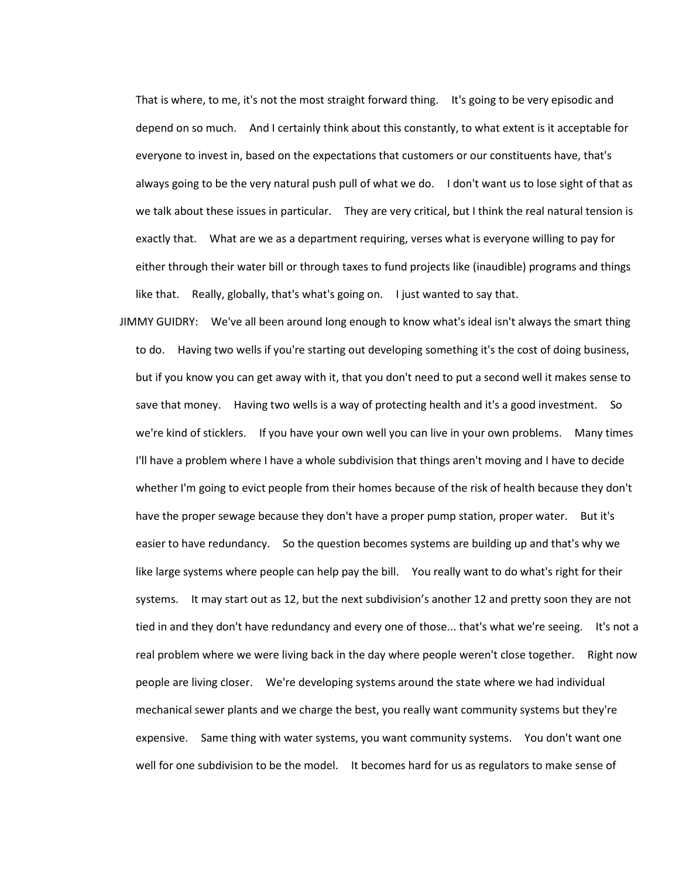That is where, to me, it's not the most straight forward thing. It's going to be very episodic and depend on so much. And I certainly think about this constantly, to what extent is it acceptable for everyone to invest in, based on the expectations that customers or our constituents have, that's always going to be the very natural push pull of what we do. I don't want us to lose sight of that as we talk about these issues in particular. They are very critical, but I think the real natural tension is exactly that. What are we as a department requiring, verses what is everyone willing to pay for either through their water bill or through taxes to fund projects like (inaudible) programs and things like that. Really, globally, that's what's going on. I just wanted to say that.

JIMMY GUIDRY: We've all been around long enough to know what's ideal isn't always the smart thing to do. Having two wells if you're starting out developing something it's the cost of doing business, but if you know you can get away with it, that you don't need to put a second well it makes sense to save that money. Having two wells is a way of protecting health and it's a good investment. So we're kind of sticklers. If you have your own well you can live in your own problems. Many times I'll have a problem where I have a whole subdivision that things aren't moving and I have to decide whether I'm going to evict people from their homes because of the risk of health because they don't have the proper sewage because they don't have a proper pump station, proper water. But it's easier to have redundancy. So the question becomes systems are building up and that's why we like large systems where people can help pay the bill. You really want to do what's right for their systems. It may start out as 12, but the next subdivision's another 12 and pretty soon they are not tied in and they don't have redundancy and every one of those... that's what we're seeing. It's not a real problem where we were living back in the day where people weren't close together. Right now people are living closer. We're developing systems around the state where we had individual mechanical sewer plants and we charge the best, you really want community systems but they're expensive. Same thing with water systems, you want community systems. You don't want one well for one subdivision to be the model. It becomes hard for us as regulators to make sense of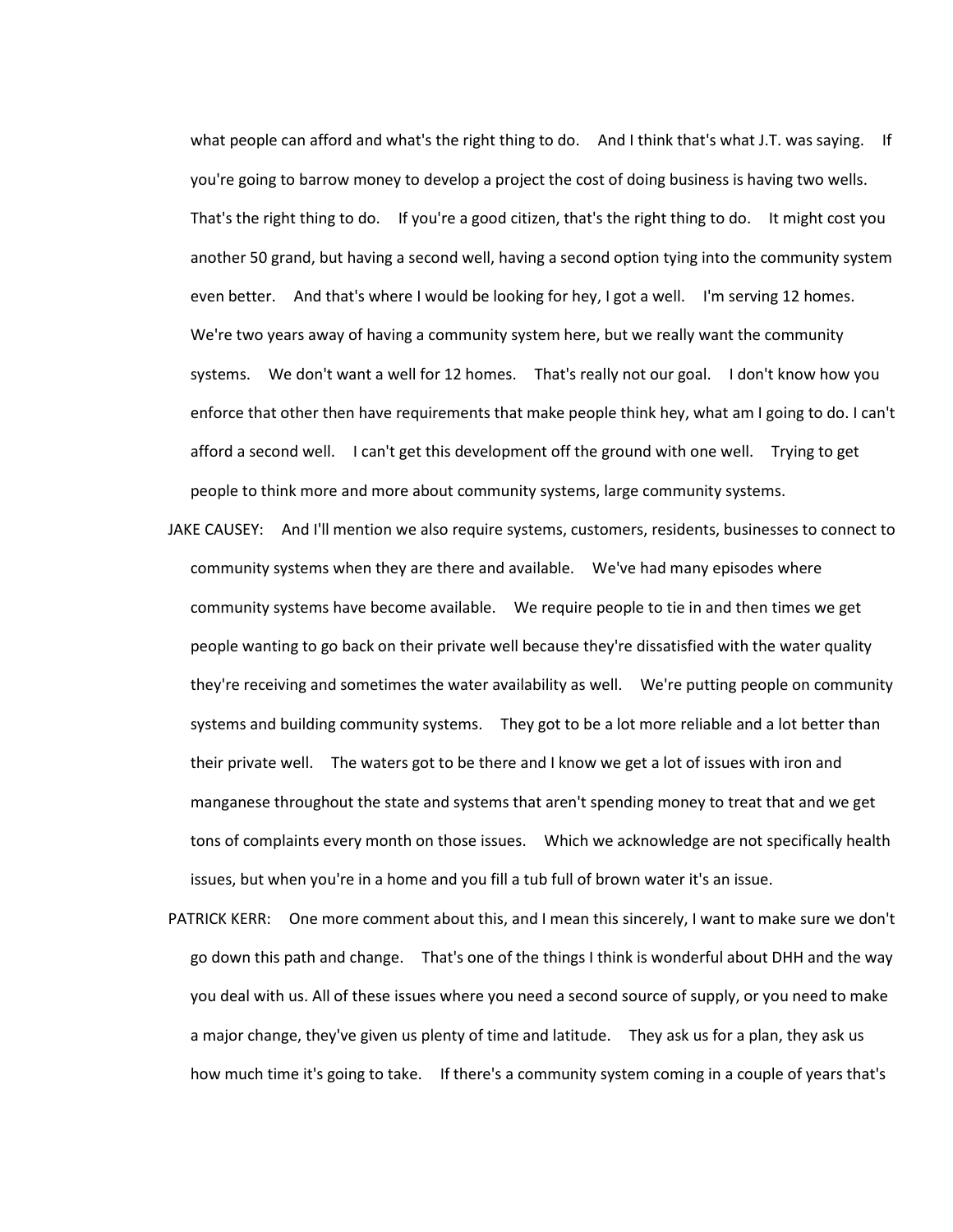what people can afford and what's the right thing to do. And I think that's what J.T. was saying. If you're going to barrow money to develop a project the cost of doing business is having two wells. That's the right thing to do. If you're a good citizen, that's the right thing to do. It might cost you another 50 grand, but having a second well, having a second option tying into the community system even better. And that's where I would be looking for hey, I got a well. I'm serving 12 homes. We're two years away of having a community system here, but we really want the community systems. We don't want a well for 12 homes. That's really not our goal. I don't know how you enforce that other then have requirements that make people think hey, what am I going to do. I can't afford a second well. I can't get this development off the ground with one well. Trying to get people to think more and more about community systems, large community systems.

JAKE CAUSEY: And I'll mention we also require systems, customers, residents, businesses to connect to community systems when they are there and available. We've had many episodes where community systems have become available. We require people to tie in and then times we get people wanting to go back on their private well because they're dissatisfied with the water quality they're receiving and sometimes the water availability as well. We're putting people on community systems and building community systems. They got to be a lot more reliable and a lot better than their private well. The waters got to be there and I know we get a lot of issues with iron and manganese throughout the state and systems that aren't spending money to treat that and we get tons of complaints every month on those issues. Which we acknowledge are not specifically health issues, but when you're in a home and you fill a tub full of brown water it's an issue.

PATRICK KERR: One more comment about this, and I mean this sincerely, I want to make sure we don't go down this path and change. That's one of the things I think is wonderful about DHH and the way you deal with us. All of these issues where you need a second source of supply, or you need to make a major change, they've given us plenty of time and latitude. They ask us for a plan, they ask us how much time it's going to take. If there's a community system coming in a couple of years that's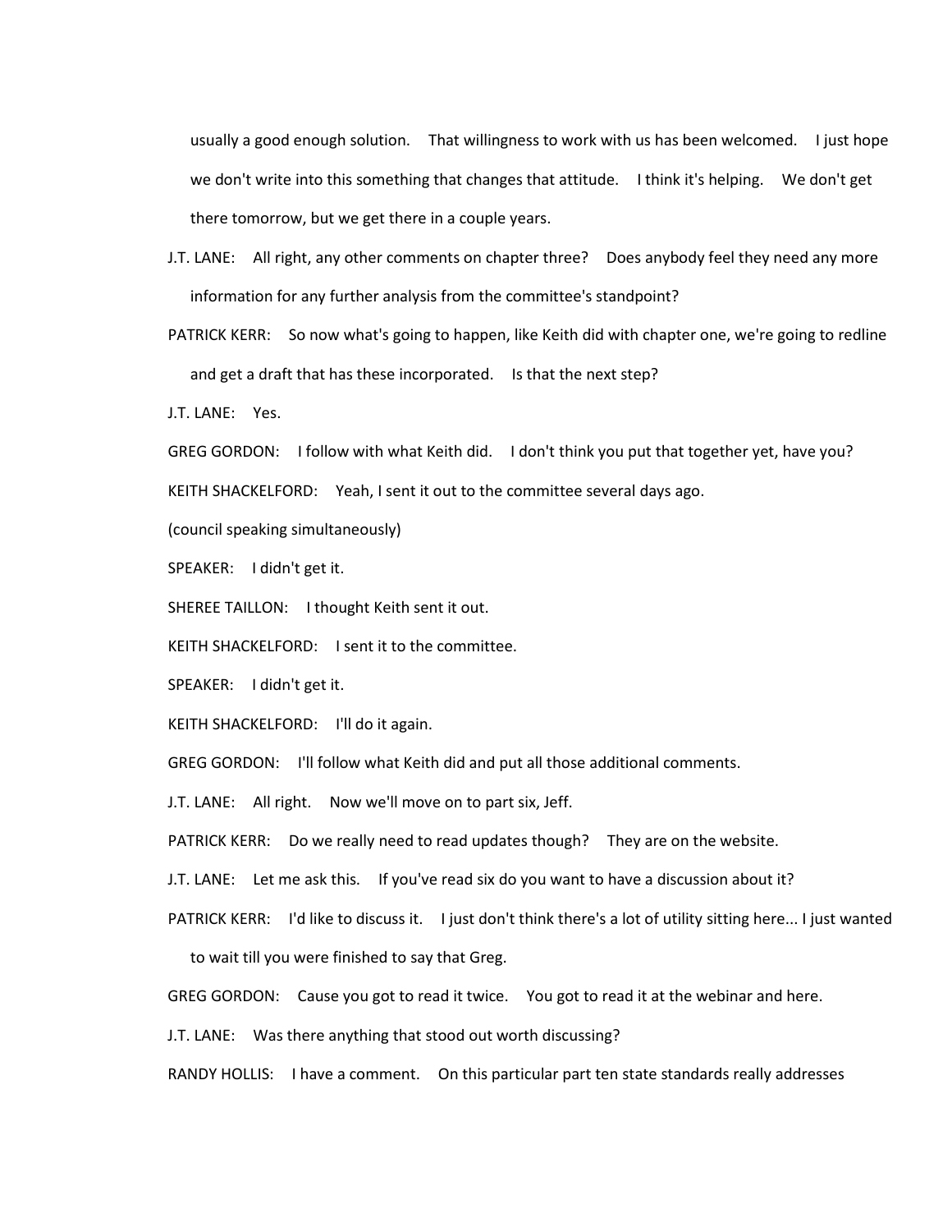usually a good enough solution. That willingness to work with us has been welcomed. I just hope we don't write into this something that changes that attitude. I think it's helping. We don't get there tomorrow, but we get there in a couple years.

J.T. LANE: All right, any other comments on chapter three? Does anybody feel they need any more information for any further analysis from the committee's standpoint?

PATRICK KERR: So now what's going to happen, like Keith did with chapter one, we're going to redline and get a draft that has these incorporated. Is that the next step?

J.T. LANE: Yes.

GREG GORDON: I follow with what Keith did. I don't think you put that together yet, have you?

KEITH SHACKELFORD: Yeah, I sent it out to the committee several days ago.

(council speaking simultaneously)

SPEAKER: I didn't get it.

SHEREE TAILLON: I thought Keith sent it out.

KEITH SHACKELFORD: I sent it to the committee.

SPEAKER: I didn't get it.

KEITH SHACKELFORD: I'll do it again.

GREG GORDON: I'll follow what Keith did and put all those additional comments.

J.T. LANE: All right. Now we'll move on to part six, Jeff.

PATRICK KERR: Do we really need to read updates though? They are on the website.

J.T. LANE: Let me ask this. If you've read six do you want to have a discussion about it?

PATRICK KERR: I'd like to discuss it. I just don't think there's a lot of utility sitting here... I just wanted to wait till you were finished to say that Greg.

GREG GORDON: Cause you got to read it twice. You got to read it at the webinar and here.

J.T. LANE: Was there anything that stood out worth discussing?

RANDY HOLLIS: I have a comment. On this particular part ten state standards really addresses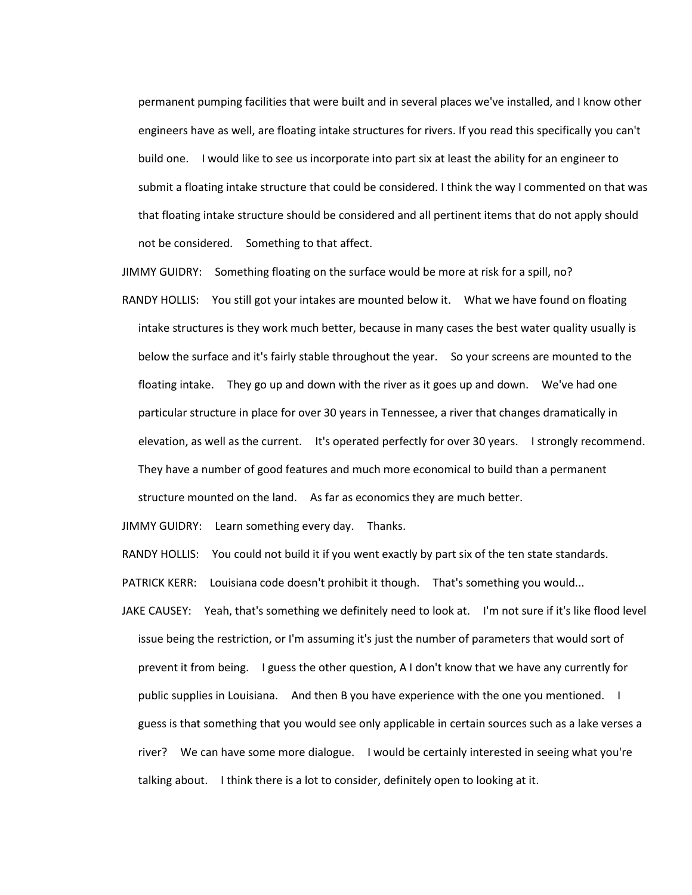permanent pumping facilities that were built and in several places we've installed, and I know other engineers have as well, are floating intake structures for rivers. If you read this specifically you can't build one. I would like to see us incorporate into part six at least the ability for an engineer to submit a floating intake structure that could be considered. I think the way I commented on that was that floating intake structure should be considered and all pertinent items that do not apply should not be considered. Something to that affect.

JIMMY GUIDRY: Something floating on the surface would be more at risk for a spill, no?

RANDY HOLLIS: You still got your intakes are mounted below it. What we have found on floating intake structures is they work much better, because in many cases the best water quality usually is below the surface and it's fairly stable throughout the year. So your screens are mounted to the floating intake. They go up and down with the river as it goes up and down. We've had one particular structure in place for over 30 years in Tennessee, a river that changes dramatically in elevation, as well as the current. It's operated perfectly for over 30 years. I strongly recommend. They have a number of good features and much more economical to build than a permanent structure mounted on the land. As far as economics they are much better.

JIMMY GUIDRY: Learn something every day. Thanks.

RANDY HOLLIS: You could not build it if you went exactly by part six of the ten state standards.

PATRICK KERR: Louisiana code doesn't prohibit it though. That's something you would...

JAKE CAUSEY: Yeah, that's something we definitely need to look at. I'm not sure if it's like flood level issue being the restriction, or I'm assuming it's just the number of parameters that would sort of prevent it from being. I guess the other question, A I don't know that we have any currently for public supplies in Louisiana. And then B you have experience with the one you mentioned. I guess is that something that you would see only applicable in certain sources such as a lake verses a river? We can have some more dialogue. I would be certainly interested in seeing what you're talking about. I think there is a lot to consider, definitely open to looking at it.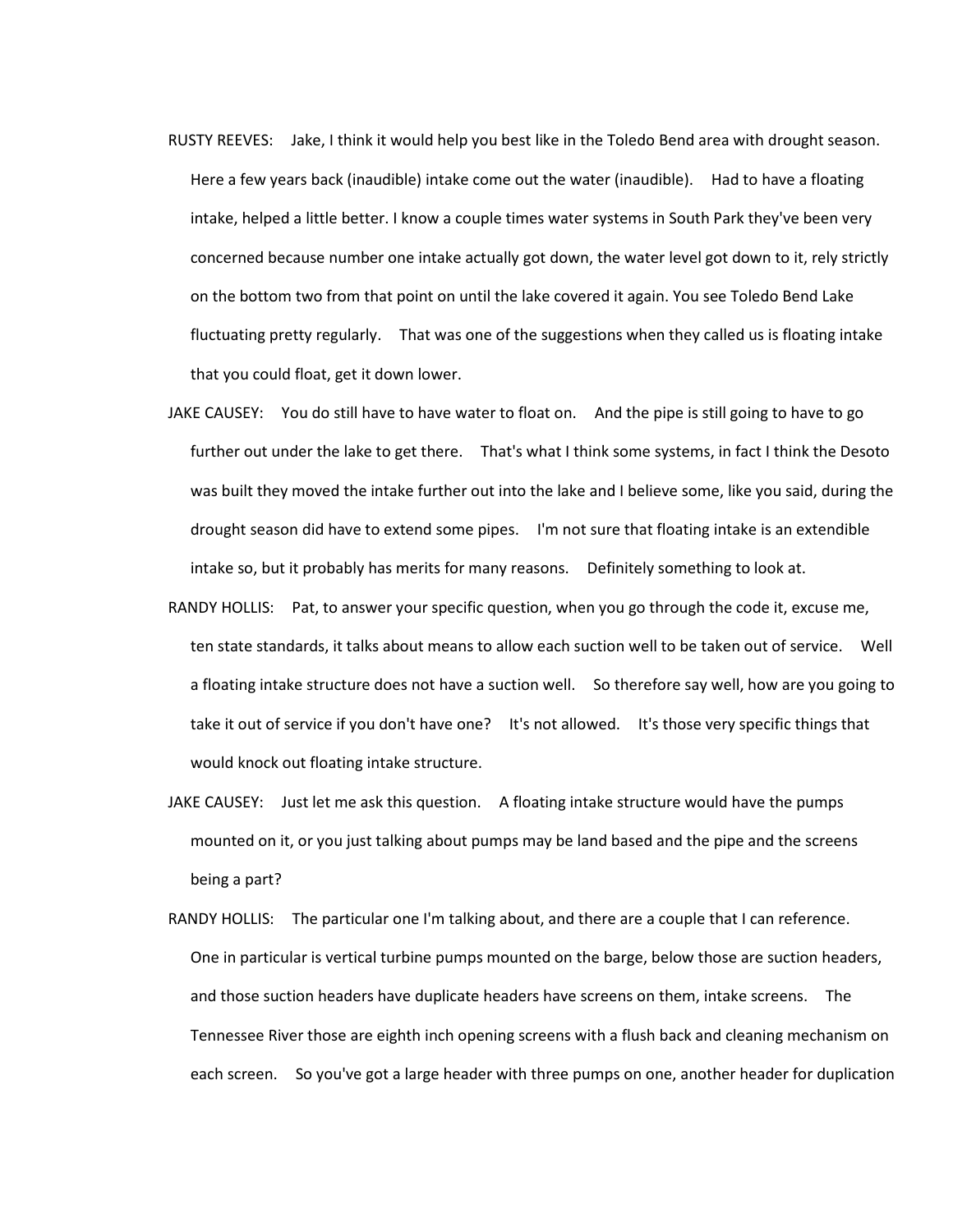RUSTY REEVES: Jake, I think it would help you best like in the Toledo Bend area with drought season. Here a few years back (inaudible) intake come out the water (inaudible). Had to have a floating intake, helped a little better. I know a couple times water systems in South Park they've been very concerned because number one intake actually got down, the water level got down to it, rely strictly on the bottom two from that point on until the lake covered it again. You see Toledo Bend Lake fluctuating pretty regularly. That was one of the suggestions when they called us is floating intake that you could float, get it down lower.

JAKE CAUSEY: You do still have to have water to float on. And the pipe is still going to have to go further out under the lake to get there. That's what I think some systems, in fact I think the Desoto was built they moved the intake further out into the lake and I believe some, like you said, during the drought season did have to extend some pipes. I'm not sure that floating intake is an extendible intake so, but it probably has merits for many reasons. Definitely something to look at.

RANDY HOLLIS: Pat, to answer your specific question, when you go through the code it, excuse me, ten state standards, it talks about means to allow each suction well to be taken out of service. Well a floating intake structure does not have a suction well. So therefore say well, how are you going to take it out of service if you don't have one? It's not allowed. It's those very specific things that would knock out floating intake structure.

JAKE CAUSEY: Just let me ask this question. A floating intake structure would have the pumps mounted on it, or you just talking about pumps may be land based and the pipe and the screens being a part?

RANDY HOLLIS: The particular one I'm talking about, and there are a couple that I can reference. One in particular is vertical turbine pumps mounted on the barge, below those are suction headers, and those suction headers have duplicate headers have screens on them, intake screens. The Tennessee River those are eighth inch opening screens with a flush back and cleaning mechanism on each screen. So you've got a large header with three pumps on one, another header for duplication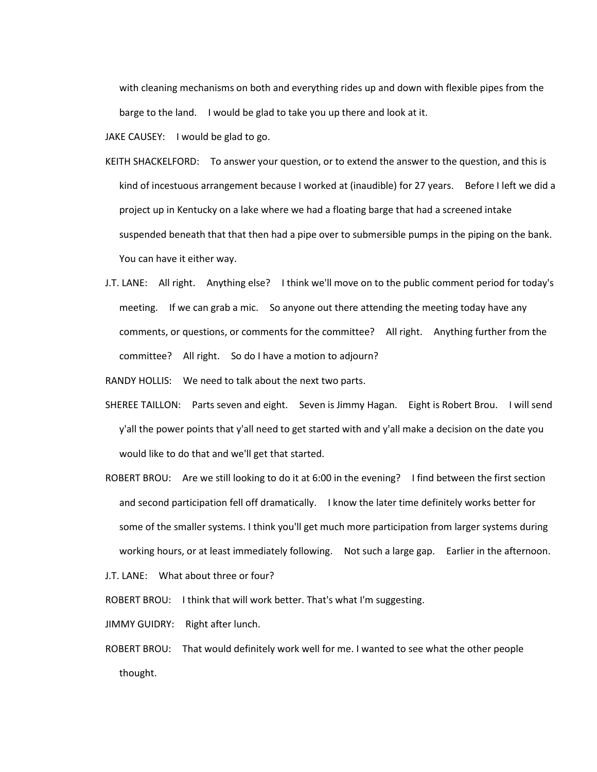with cleaning mechanisms on both and everything rides up and down with flexible pipes from the barge to the land. I would be glad to take you up there and look at it.

JAKE CAUSEY: I would be glad to go.

KEITH SHACKELFORD: To answer your question, or to extend the answer to the question, and this is kind of incestuous arrangement because I worked at (inaudible) for 27 years. Before I left we did a project up in Kentucky on a lake where we had a floating barge that had a screened intake suspended beneath that that then had a pipe over to submersible pumps in the piping on the bank. You can have it either way.

J.T. LANE: All right. Anything else? I think we'll move on to the public comment period for today's meeting. If we can grab a mic. So anyone out there attending the meeting today have any comments, or questions, or comments for the committee? All right. Anything further from the committee? All right. So do I have a motion to adjourn?

RANDY HOLLIS: We need to talk about the next two parts.

SHEREE TAILLON: Parts seven and eight. Seven is Jimmy Hagan. Eight is Robert Brou. I will send y'all the power points that y'all need to get started with and y'all make a decision on the date you would like to do that and we'll get that started.

ROBERT BROU: Are we still looking to do it at 6:00 in the evening? I find between the first section and second participation fell off dramatically. I know the later time definitely works better for some of the smaller systems. I think you'll get much more participation from larger systems during working hours, or at least immediately following. Not such a large gap. Earlier in the afternoon.

J.T. LANE: What about three or four?

ROBERT BROU: I think that will work better. That's what I'm suggesting.

JIMMY GUIDRY: Right after lunch.

ROBERT BROU: That would definitely work well for me. I wanted to see what the other people thought.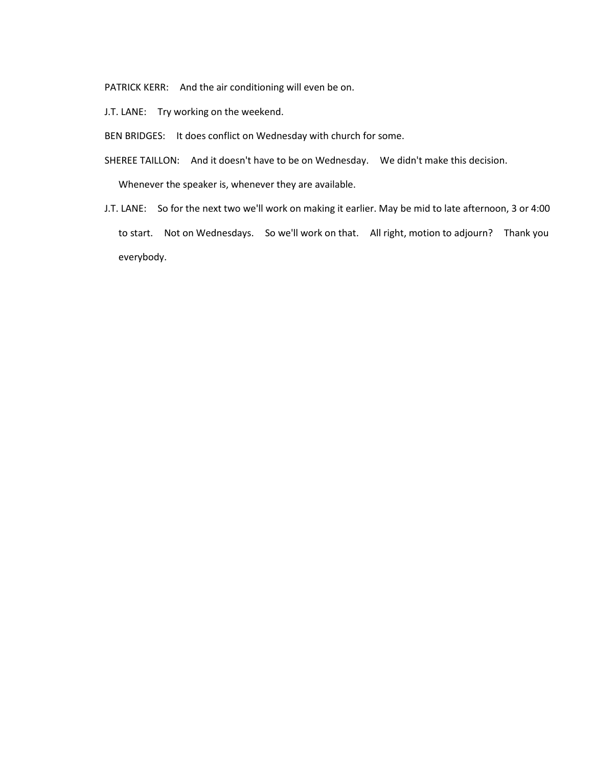PATRICK KERR: And the air conditioning will even be on.

J.T. LANE: Try working on the weekend.

BEN BRIDGES: It does conflict on Wednesday with church for some.

SHEREE TAILLON: And it doesn't have to be on Wednesday. We didn't make this decision. Whenever the speaker is, whenever they are available.

J.T. LANE: So for the next two we'll work on making it earlier. May be mid to late afternoon, 3 or 4:00 to start. Not on Wednesdays. So we'll work on that. All right, motion to adjourn? Thank you everybody.